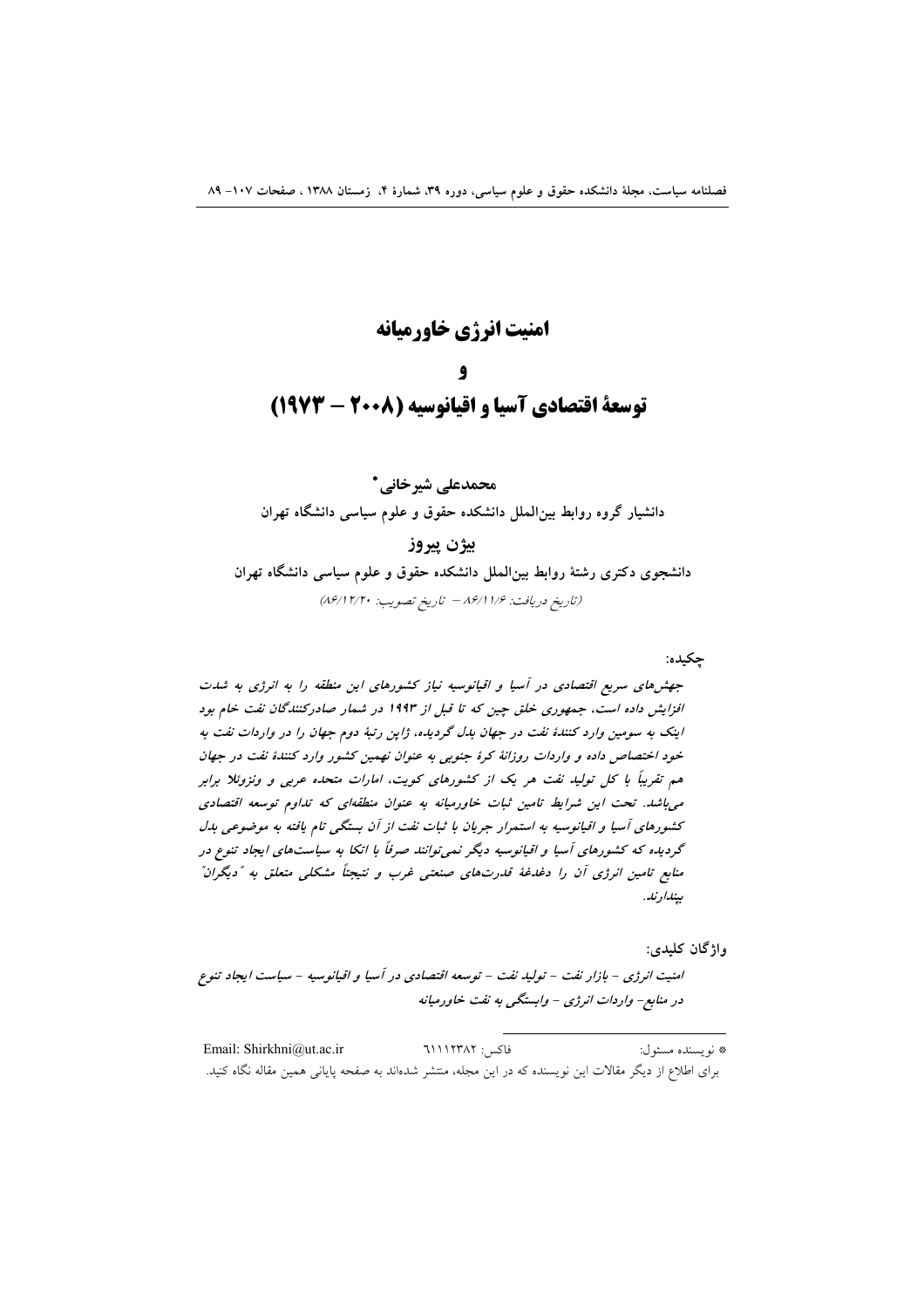# امنیت انرژی خاورمیانه

# و

# توسعهٔ اقتصادی آسیا و اقیانوسیه (۲۰۰۸ – ۱۹۷۳)

**محمدعلی شیرخانی\***

**دانشیار گروه روابط بین‌الملل دانشکده حقوق و علوم سیاسی دانشگاه تهران**

**بیژن پیروز**

**دانشجوی دکتری رشتهٔ روابط بین‌الملل دانشکده حقوق و علوم سیاسی دانشگاه تهران**

*(تاریخ دریافت: ۸۶/۱۱/۶ – تاریخ تصویب: ۸۶/۱۲/۲۰)*

**چکیده:**

*جهش‌های سریع اقتصادی در آسیا و اقیانوسیه نیاز کشورهای این منطقه را به انرژی به شدت افزایش داده است، جمهوری خلق چین که تا قبل از ۱۹۹۳ در شمار صادرکنندگان نفت خام بود اینک به سومین وارد کنندهٔ نفت در جهان بدل گردیده، ژاپن رتبهٔ دوم جهان را در واردات نفت به خود اختصاص داده و واردات روزانهٔ کرهٔ جنوبی به عنوان نهمین کشور وارد کنندهٔ نفت در جهان هم تقریباً با کل تولید نفت هر یک از کشورهای کویت، امارات متحده عربی و ونزوئلا برابر می‌باشد. تحت این شرایط تامین ثبات خاورمیانه به عنوان منطقه‌ای که تداوم توسعه اقتصادی کشورهای آسیا و اقیانوسیه به استمرار جریان با ثبات نفت از آن بستگی تام یافته به موضوعی بدل گردیده که کشورهای آسیا و اقیانوسیه دیگر نمی‌توانند صرفاً با اتکا به سیاست‌های ایجاد تنوع در منابع تامین انرژی آن را دغدغهٔ قدرت‌های صنعتی غرب و نتیجتاً مشکلی متعلق به "دیگران" بپندارند.*

**واژگان کلیدی:**

*امنیت انرژی – بازار نفت – تولید نفت – توسعه اقتصادی در آسیا و اقیانوسیه – سیاست ایجاد تنوع در منابع– واردات انرژی – وابستگی به نفت خاورمیانه*

---

\* نویسنده مسئول: فاکس: ۶۱۱۱۲۳۸۲ Email: Shirkhni@ut.ac.ir

برای اطلاع از دیگر مقالات این نویسنده که در این مجله، منتشر شده‌اند به صفحه پایانی همین مقاله نگاه کنید.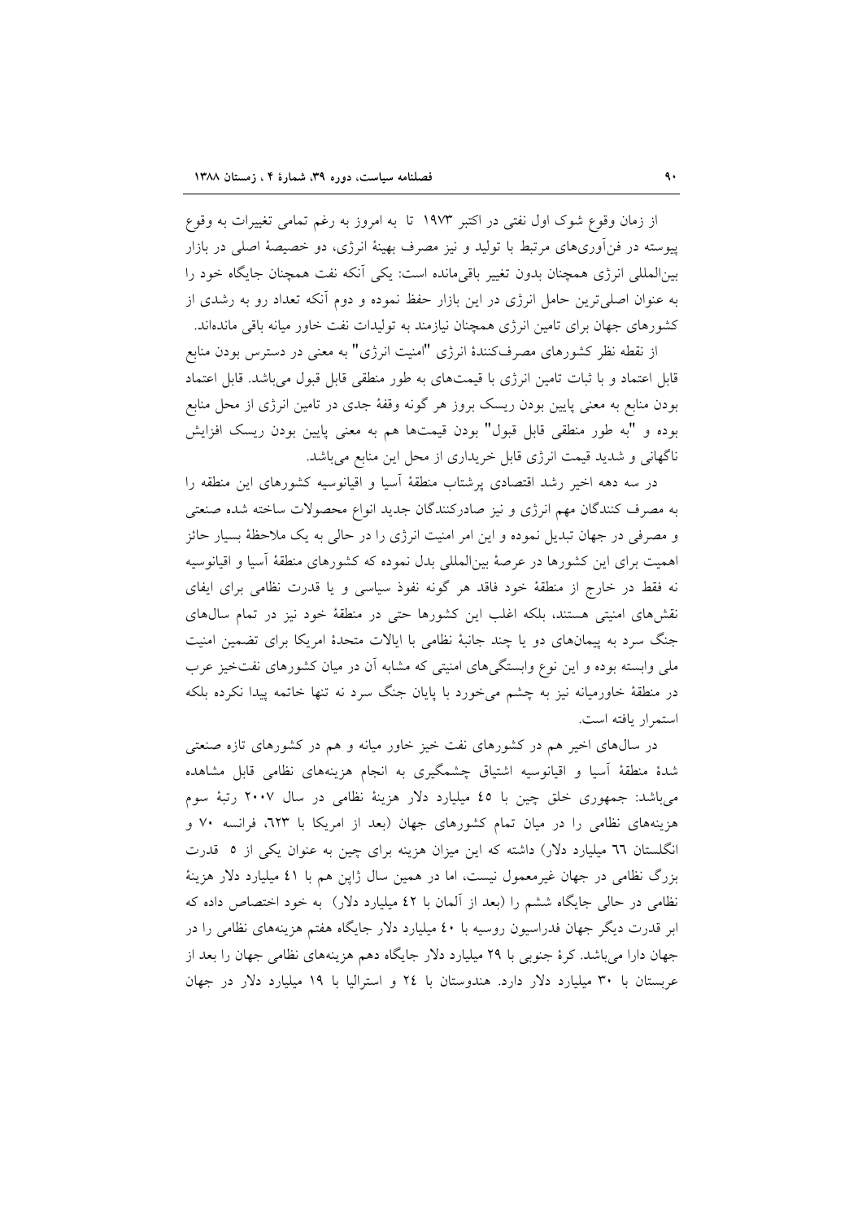از زمان وقوع شوک اول نفتی در اکتبر ۱۹۷۳ تا به امروز به رغم تمامی تغییرات به وقوع پیوسته در فن‌آوری‌های مرتبط با تولید و نیز مصرف بهینهٔ انرژی، دو خصیصهٔ اصلی در بازار بین‌المللی انرژی همچنان بدون تغییر باقی‌مانده است: یکی آنکه نفت همچنان جایگاه خود را به عنوان اصلی‌ترین حامل انرژی در این بازار حفظ نموده و دوم آنکه تعداد رو به رشدی از کشورهای جهان برای تامین انرژی همچنان نیازمند به تولیدات نفت خاور میانه باقی مانده‌اند.

از نقطه نظر کشورهای مصرف‌کنندهٔ انرژی "امنیت انرژی" به معنی در دسترس بودن منابع قابل اعتماد و با ثبات تامین انرژی با قیمت‌های به طور منطقی قابل قبول می‌باشد. قابل اعتماد بودن منابع به معنی پایین بودن ریسک بروز هر گونه وقفهٔ جدی در تامین انرژی از محل منابع بوده و "به طور منطقی قابل قبول" بودن قیمت‌ها هم به معنی پایین بودن ریسک افزایش ناگهانی و شدید قیمت انرژی قابل خریداری از محل این منابع می‌باشد.

در سه دهه اخیر رشد اقتصادی پرشتاب منطقهٔ آسیا و اقیانوسیه کشورهای این منطقه را به مصرف کنندگان مهم انرژی و نیز صادرکنندگان جدید انواع محصولات ساخته شده صنعتی و مصرفی در جهان تبدیل نموده و این امر امنیت انرژی را در حالی به یک ملاحظهٔ بسیار حائز اهمیت برای این کشورها در عرصهٔ بین‌المللی بدل نموده که کشورهای منطقهٔ آسیا و اقیانوسیه نه فقط در خارج از منطقهٔ خود فاقد هر گونه نفوذ سیاسی و یا قدرت نظامی برای ایفای نقش‌های امنیتی هستند، بلکه اغلب این کشورها حتی در منطقهٔ خود نیز در تمام سال‌های جنگ سرد به پیمان‌های دو یا چند جانبهٔ نظامی با ایالات متحدهٔ امریکا برای تضمین امنیت ملی وابسته بوده و این نوع وابستگی‌های امنیتی که مشابه آن در میان کشورهای نفت‌خیز عرب در منطقهٔ خاورمیانه نیز به چشم می‌خورد با پایان جنگ سرد نه تنها خاتمه پیدا نکرده بلکه استمرار یافته است.

در سال‌های اخیر هم در کشورهای نفت خیز خاور میانه و هم در کشورهای تازه صنعتی شدهٔ منطقهٔ آسیا و اقیانوسیه اشتیاق چشمگیری به انجام هزینه‌های نظامی قابل مشاهده می‌باشد: جمهوری خلق چین با ٤٥ میلیارد دلار هزینهٔ نظامی در سال ۲۰۰۷ رتبهٔ سوم هزینه‌های نظامی را در میان تمام کشورهای جهان (بعد از امریکا با ٦٢٣، فرانسه ۷۰ و انگلستان ٦٦ میلیارد دلار) داشته که این میزان هزینه برای چین به عنوان یکی از ۵ قدرت بزرگ نظامی در جهان غیرمعمول نیست، اما در همین سال ژاپن هم با ٤١ میلیارد دلار هزینهٔ نظامی در حالی جایگاه ششم را (بعد از آلمان با ٤٢ میلیارد دلار) به خود اختصاص داده که ابر قدرت دیگر جهان فدراسیون روسیه با ٤٠ میلیارد دلار جایگاه هفتم هزینه‌های نظامی را در جهان دارا می‌باشد. کرهٔ جنوبی با ۲۹ میلیارد دلار جایگاه دهم هزینه‌های نظامی جهان را بعد از عربستان با ۳۰ میلیارد دلار دارد. هندوستان با ٢٤ و استرالیا با ۱۹ میلیارد دلار در جهان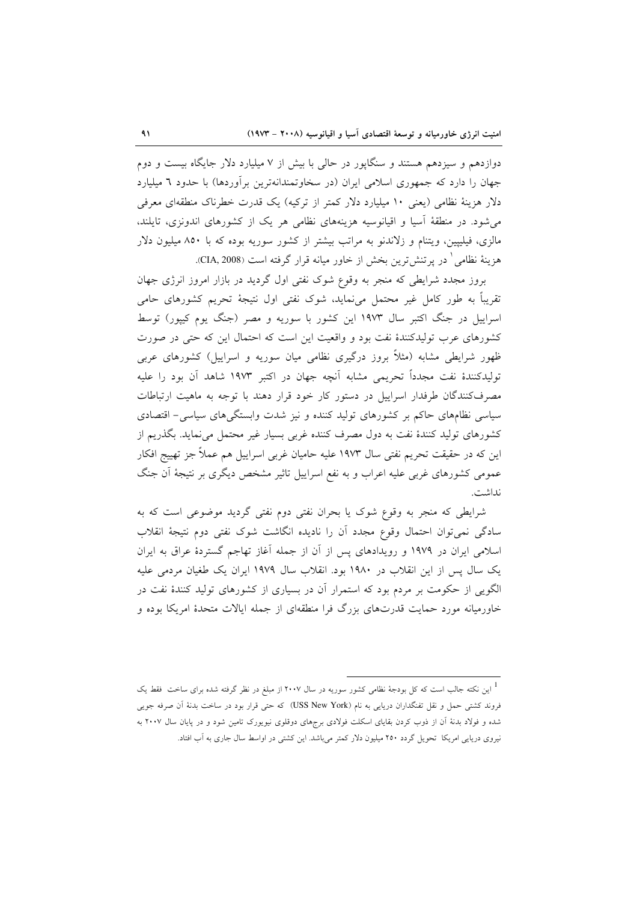دوازدهم و سیزدهم هستند و سنگاپور در حالی با بیش از ۷ میلیارد دلار جایگاه بیست و دوم جهان را دارد که جمهوری اسلامی ایران (در سخاوتمندانه‌ترین برآوردها) با حدود ٦ میلیارد دلار هزینهٔ نظامی (یعنی ۱۰ میلیارد دلار کمتر از ترکیه) یک قدرت خطرناک منطقه‌ای معرفی می‌شود. در منطقهٔ آسیا و اقیانوسیه هزینه‌های نظامی هر یک از کشورهای اندونزی، تایلند، مالزی، فیلیپین، ویتنام و زلاندنو به مراتب بیشتر از کشور سوریه بوده که با ۸۵۰ میلیون دلار هزینهٔ نظامی[1] در پرتنش‌ترین بخش از خاور میانه قرار گرفته است (CIA, 2008).

بروز مجدد شرایطی که منجر به وقوع شوک نفتی اول گردید در بازار امروز انرژی جهان تقریباً به طور کامل غیر محتمل می‌نماید. شوک نفتی اول نتیجهٔ تحریم کشورهای حامی اسراییل در جنگ اکتبر سال ۱۹۷۳ این کشور با سوریه و مصر (جنگ یوم کیپور) توسط کشورهای عرب تولیدکنندهٔ نفت بود و واقعیت این است که احتمال این که حتی در صورت ظهور شرایطی مشابه (مثلاً بروز درگیری نظامی میان سوریه و اسراییل) کشورهای عربی تولیدکنندهٔ نفت مجدداً تحریمی مشابه آنچه جهان در اکتبر ۱۹۷۳ شاهد آن بود را علیه مصرف‌کنندگان طرفدار اسراییل در دستور کار خود قرار دهند با توجه به ماهیت ارتباطات سیاسی نظام‌های حاکم بر کشورهای تولید کننده و نیز شدت وابستگی‌های سیاسی- اقتصادی کشورهای تولید کنندهٔ نفت به دول مصرف کننده غربی بسیار غیر محتمل می‌نماید. بگذریم از این که در حقیقت تحریم نفتی سال ۱۹۷۳ علیه حامیان غربی اسراییل هم عملاً جز تهییج افکار عمومی کشورهای غربی علیه اعراب و به نفع اسراییل تاثیر مشخص دیگری بر نتیجهٔ آن جنگ نداشت.

شرایطی که منجر به وقوع شوک یا بحران نفتی دوم نفتی گردید موضوعی است که به سادگی نمی‌توان احتمال وقوع مجدد آن را نادیده انگاشت شوک نفتی دوم نتیجهٔ انقلاب اسلامی ایران در ۱۹۷۹ و رویدادهای پس از آن از جمله آغاز تهاجم گستردهٔ عراق به ایران یک سال پس از این انقلاب در ۱۹۸۰ بود. انقلاب سال ۱۹۷۹ ایران یک طغیان مردمی علیه الگویی از حکومت بر مردم بود که استمرار آن در بسیاری از کشورهای تولید کنندهٔ نفت در خاورمیانه مورد حمایت قدرت‌های بزرگ فرا منطقه‌ای از جمله ایالات متحدهٔ امریکا بوده و

---

[1] این نکته جالب است که کل بودجهٔ نظامی کشور سوریه در سال ۲۰۰۷ از مبلغ در نظر گرفته شده برای ساخت فقط یک فروند کشتی حمل و نقل تفنگداران دریایی به نام (USS New York) که حتی قرار بود در ساخت بدنهٔ آن صرفه جویی شده و فولاد بدنهٔ آن از ذوب کردن بقایای اسکلت فولادی برج‌های دوقلوی نیویورک تامین شود و در پایان سال ۲۰۰۷ به نیروی دریایی امریکا تحویل گردد ۲۵۰ میلیون دلار کمتر می‌باشد. این کشتی در اواسط سال جاری به آب افتاد.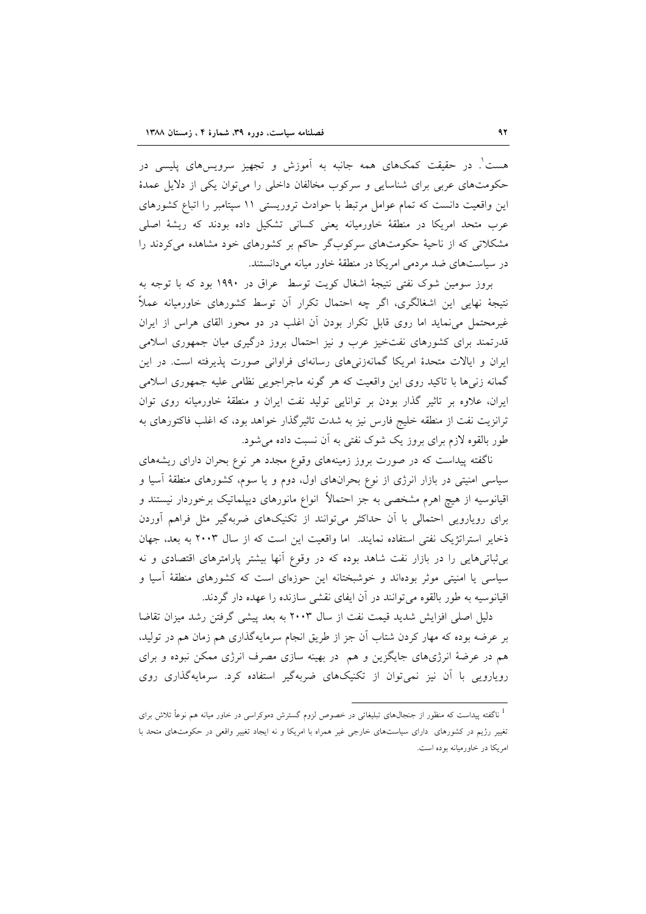هست[1]. در حقیقت کمک‌های همه جانبه به آموزش و تجهیز سرویس‌های پلیسی در حکومت‌های عربی برای شناسایی و سرکوب مخالفان داخلی را می‌توان یکی از دلایل عمدهٔ این واقعیت دانست که تمام عوامل مرتبط با حوادث تروریستی ۱۱ سپتامبر را اتباع کشورهای عرب متحد امریکا در منطقهٔ خاورمیانه یعنی کسانی تشکیل داده بودند که ریشهٔ اصلی مشکلاتی که از ناحیهٔ حکومت‌های سرکوب‌گر حاکم بر کشورهای خود مشاهده می‌کردند را در سیاست‌های ضد مردمی امریکا در منطقهٔ خاور میانه می‌دانستند.

بروز سومین شوک نفتی نتیجهٔ اشغال کویت توسط عراق در ۱۹۹۰ بود که با توجه به نتیجهٔ نهایی این اشغالگری، اگر چه احتمال تکرار آن توسط کشورهای خاورمیانه عملاً غیرمحتمل می‌نماید اما روی قابل تکرار بودن آن اغلب در دو محور القای هراس از ایران قدرتمند برای کشورهای نفت‌خیز عرب و نیز احتمال بروز درگیری میان جمهوری اسلامی ایران و ایالات متحدهٔ امریکا گمانه‌زنی‌های رسانه‌ای فراوانی صورت پذیرفته است. در این گمانه زنی‌ها با تاکید روی این واقعیت که هر گونه ماجراجویی نظامی علیه جمهوری اسلامی ایران، علاوه بر تاثیر گذار بودن بر توانایی تولید نفت ایران و منطقهٔ خاورمیانه روی توان ترانزیت نفت از منطقه خلیج فارس نیز به شدت تاثیرگذار خواهد بود، که اغلب فاکتورهای به طور بالقوه لازم برای بروز یک شوک نفتی به آن نسبت داده می‌شود.

ناگفته پیداست که در صورت بروز زمینه‌های وقوع مجدد هر نوع بحران دارای ریشه‌های سیاسی امنیتی در بازار انرژی از نوع بحران‌های اول، دوم و یا سوم، کشورهای منطقهٔ آسیا و اقیانوسیه از هیچ اهرم مشخصی به جز احتمالاً انواع مانورهای دیپلماتیک برخوردار نیستند و برای رویارویی احتمالی با آن حداکثر می‌توانند از تکنیک‌های ضربه‌گیر مثل فراهم آوردن ذخایر استراتژیک نفتی استفاده نمایند. اما واقعیت این است که از سال ۲۰۰۳ به بعد، جهان بی‌ثباتی‌هایی را در بازار نفت شاهد بوده که در وقوع آنها بیشتر پارامترهای اقتصادی و نه سیاسی یا امنیتی موثر بوده‌اند و خوشبختانه این حوزه‌ای است که کشورهای منطقهٔ آسیا و اقیانوسیه به طور بالقوه می‌توانند در آن ایفای نقشی سازنده را عهده دار گردند.

دلیل اصلی افزایش شدید قیمت نفت از سال ۲۰۰۳ به بعد پیشی گرفتن رشد میزان تقاضا بر عرضه بوده که مهار کردن شتاب آن جز از طریق انجام سرمایه‌گذاری هم زمان هم در تولید، هم در عرضهٔ انرژی‌های جایگزین و هم در بهینه سازی مصرف انرژی ممکن نبوده و برای رویارویی با آن نیز نمی‌توان از تکنیک‌های ضربه‌گیر استفاده کرد. سرمایه‌گذاری روی

---

[1] ناگفته پیداست که منظور از جنجال‌های تبلیغاتی در خصوص لزوم گسترش دموکراسی در خاور میانه هم نوعاً تلاش برای تغییر رژیم در کشورهای دارای سیاست‌های خارجی غیر همراه با امریکا و نه ایجاد تغییر واقعی در حکومت‌های متحد با امریکا در خاورمیانه بوده است.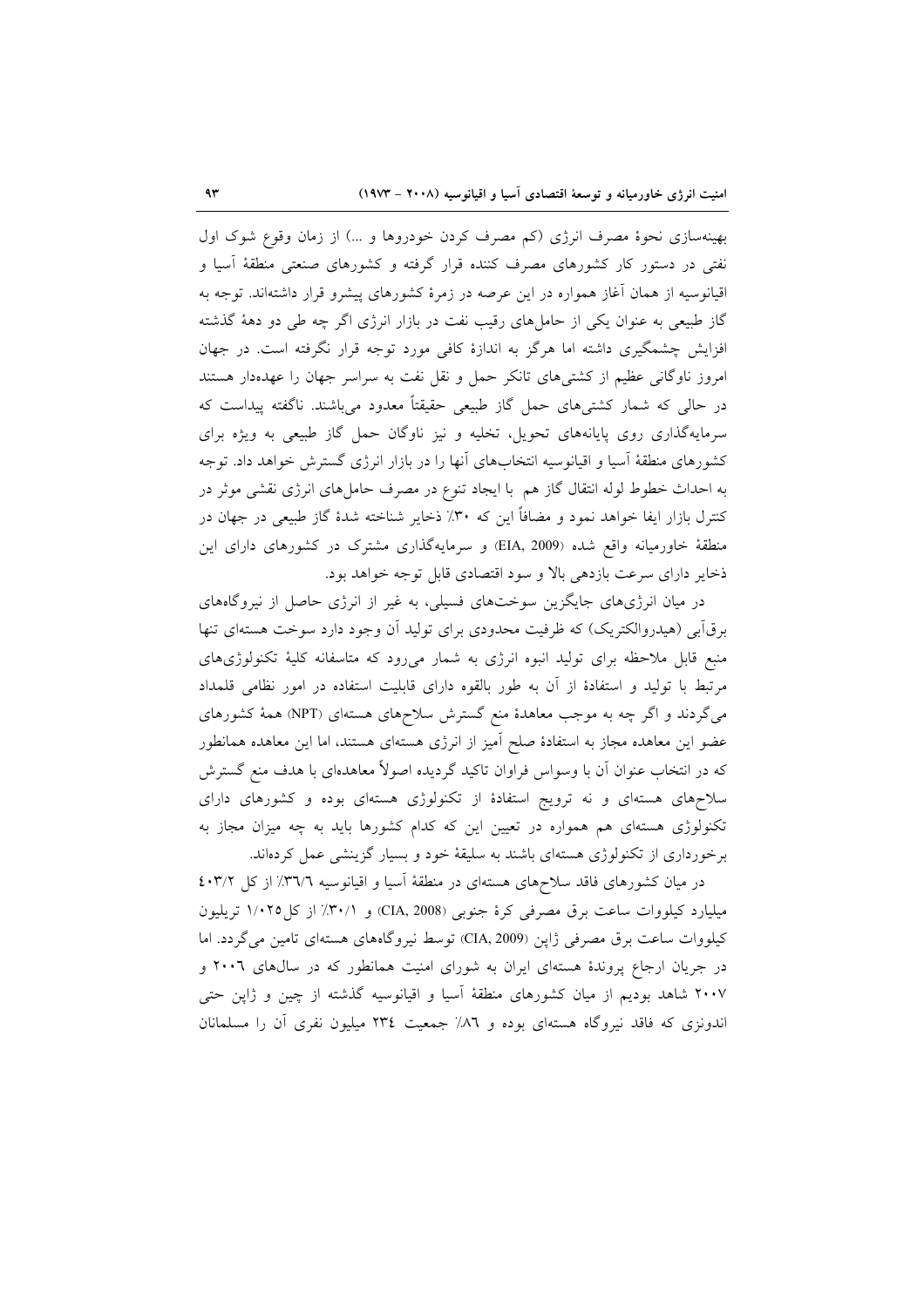بهینه‌سازی نحوهٔ مصرف انرژی (کم مصرف کردن خودروها و ...) از زمان وقوع شوک اول نفتی در دستور کار کشورهای مصرف کننده قرار گرفته و کشورهای صنعتی منطقهٔ آسیا و اقیانوسیه از همان آغاز همواره در این عرصه در زمرهٔ کشورهای پیشرو قرار داشته‌اند. توجه به گاز طبیعی به عنوان یکی از حامل‌های رقیب نفت در بازار انرژی اگر چه طی دو دههٔ گذشته افزایش چشمگیری داشته اما هرگز به اندازهٔ کافی مورد توجه قرار نگرفته است. در جهان امروز ناوگانی عظیم از کشتی‌های تانکر حمل و نقل نفت به سراسر جهان را عهده‌دار هستند در حالی که شمار کشتی‌های حمل گاز طبیعی حقیقتاً معدود می‌باشند. ناگفته پیداست که سرمایه‌گذاری روی پایانه‌های تحویل، تخلیه و نیز ناوگان حمل گاز طبیعی به ویژه برای کشورهای منطقهٔ آسیا و اقیانوسیه انتخاب‌های آنها را در بازار انرژی گسترش خواهد داد. توجه به احداث خطوط لوله انتقال گاز هم با ایجاد تنوع در مصرف حامل‌های انرژی نقشی موثر در کنترل بازار ایفا خواهد نمود و مضافاً این که ۳۰٪ ذخایر شناخته شدهٔ گاز طبیعی در جهان در منطقهٔ خاورمیانه واقع شده (EIA, 2009) و سرمایه‌گذاری مشترک در کشورهای دارای این ذخایر دارای سرعت بازدهی بالا و سود اقتصادی قابل توجه خواهد بود.

در میان انرژی‌های جایگزین سوخت‌های فسیلی، به غیر از انرژی حاصل از نیروگاه‌های برق‌آبی (هیدروالکتریک) که ظرفیت محدودی برای تولید آن وجود دارد سوخت هسته‌ای تنها منبع قابل ملاحظه برای تولید انبوه انرژی به شمار می‌رود که متاسفانه کلیهٔ تکنولوژی‌های مرتبط با تولید و استفادهٔ از آن به طور بالقوه دارای قابلیت استفاده در امور نظامی قلمداد می‌گردند و اگر چه به موجب معاهدهٔ منع گسترش سلاح‌های هسته‌ای (NPT) همهٔ کشورهای عضو این معاهده مجاز به استفادهٔ صلح آمیز از انرژی هسته‌ای هستند، اما این معاهده همانطور که در انتخاب عنوان آن با وسواس فراوان تاکید گردیده اصولاً معاهده‌ای با هدف منع گسترش سلاح‌های هسته‌ای و نه ترویج استفادهٔ از تکنولوژی هسته‌ای بوده و کشورهای دارای تکنولوژی هسته‌ای هم همواره در تعیین این که کدام کشورها باید به چه میزان مجاز به برخورداری از تکنولوژی هسته‌ای باشند به سلیقهٔ خود و بسیار گزینشی عمل کرده‌اند.

در میان کشورهای فاقد سلاح‌های هسته‌ای در منطقهٔ آسیا و اقیانوسیه ۳۶/۶٪ از کل ۴۰۳/۲ میلیارد کیلووات ساعت برق مصرفی کرهٔ جنوبی (CIA, 2008) و ۳۰/۱٪ از کل ۱/۰۲۵ تریلیون کیلووات ساعت برق مصرفی ژاپن (CIA, 2009) توسط نیروگاه‌های هسته‌ای تامین می‌گردد. اما در جریان ارجاع پروندهٔ هسته‌ای ایران به شورای امنیت همانطور که در سال‌های ۲۰۰۶ و ۲۰۰۷ شاهد بودیم از میان کشورهای منطقهٔ آسیا و اقیانوسیه گذشته از چین و ژاپن حتی اندونزی که فاقد نیروگاه هسته‌ای بوده و ۸۶٪ جمعیت ۲۳۴ میلیون نفری آن را مسلمانان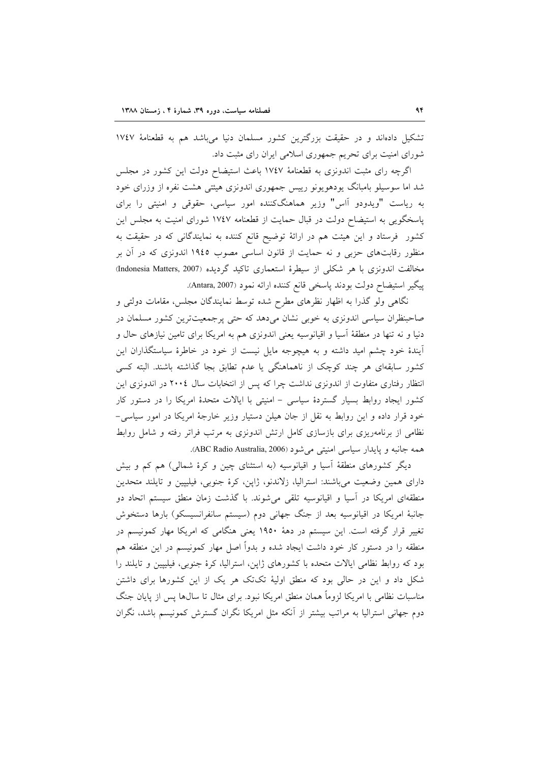تشکیل داده‌اند و در حقیقت بزرگترین کشور مسلمان دنیا می‌باشد هم به قطعنامهٔ ۱۷٤۷ شورای امنیت برای تحریم جمهوری اسلامی ایران رای مثبت داد.

اگرچه رای مثبت اندونزی به قطعنامهٔ ۱۷٤۷ باعث استیضاح دولت این کشور در مجلس شد اما سوسیلو بامبانگ یودهویونو رییس جمهوری اندونزی هیئتی هشت نفره از وزرای خود به ریاست "ویدودو آاس" وزیر هماهنگ‌کننده امور سیاسی، حقوقی و امنیتی را برای پاسخگویی به استیضاح دولت در قبال حمایت از قطعنامه ۱۷٤۷ شورای امنیت به مجلس این کشور فرستاد و این هیئت هم در ارائهٔ توضیح قانع کننده به نمایندگانی که در حقیقت به منظور رقابت‌های حزبی و نه حمایت از قانون اساسی مصوب ۱۹٤٥ اندونزی که در آن بر مخالفت اندونزی با هر شکلی از سیطرهٔ استعماری تاکید گردیده (Indonesia Matters, 2007) پیگیر استیضاح دولت بودند پاسخی قانع کننده ارائه نمود (Antara, 2007).

نگاهی ولو گذرا به اظهار نظرهای مطرح شده توسط نمایندگان مجلس، مقامات دولتی و صاحبنظران سیاسی اندونزی به خوبی نشان می‌دهد که حتی پرجمعیت‌ترین کشور مسلمان در دنیا و نه تنها در منطقهٔ آسیا و اقیانوسیه یعنی اندونزی هم به امریکا برای تامین نیازهای حال و آیندهٔ خود چشم امید داشته و به هیچوجه مایل نیست از خود در خاطرهٔ سیاستگذاران این کشور سابقه‌ای هر چند کوچک از ناهماهنگی یا عدم تطابق بجا گذاشته باشند. البته کسی انتظار رفتاری متفاوت از اندونزی نداشت چرا که پس از انتخابات سال ۲۰۰٤ در اندونزی این کشور ایجاد روابط بسیار گستردهٔ سیاسی – امنیتی با ایالات متحدهٔ امریکا را در دستور کار خود قرار داده و این روابط به نقل از جان هیلن دستیار وزیر خارجهٔ امریکا در امور سیاسی–نظامی از برنامه‌ریزی برای بازسازی کامل ارتش اندونزی به مراتب فراتر رفته و شامل روابط همه جانبه و پایدار سیاسی امنیتی می‌شود (ABC Radio Australia, 2006).

دیگر کشورهای منطقهٔ آسیا و اقیانوسیه (به استثنای چین و کرهٔ شمالی) هم کم و بیش دارای همین وضعیت می‌باشند: استرالیا، زلاندنو، ژاپن، کرهٔ جنوبی، فیلیپین و تایلند متحدین منطقه‌ای امریکا در آسیا و اقیانوسیه تلقی می‌شوند. با گذشت زمان منطق سیستم اتحاد دو جانبهٔ امریکا در اقیانوسیه بعد از جنگ جهانی دوم (سیستم سانفرانسیسکو) بارها دستخوش تغییر قرار گرفته است. این سیستم در دههٔ ۱۹٥۰ یعنی هنگامی که امریکا مهار کمونیسم در منطقه را در دستور کار خود داشت ایجاد شده و بدواً اصل مهار کمونیسم در این منطقه هم بود که روابط نظامی ایالات متحده با کشورهای ژاپن، استرالیا، کرهٔ جنوبی، فیلیپین و تایلند را شکل داد و این در حالی بود که منطق اولیهٔ تک‌تک هر یک از این کشورها برای داشتن مناسبات نظامی با امریکا لزوماً همان منطق امریکا نبود. برای مثال تا سال‌ها پس از پایان جنگ دوم جهانی استرالیا به مراتب بیشتر از آنکه مثل امریکا نگران گسترش کمونیسم باشد، نگران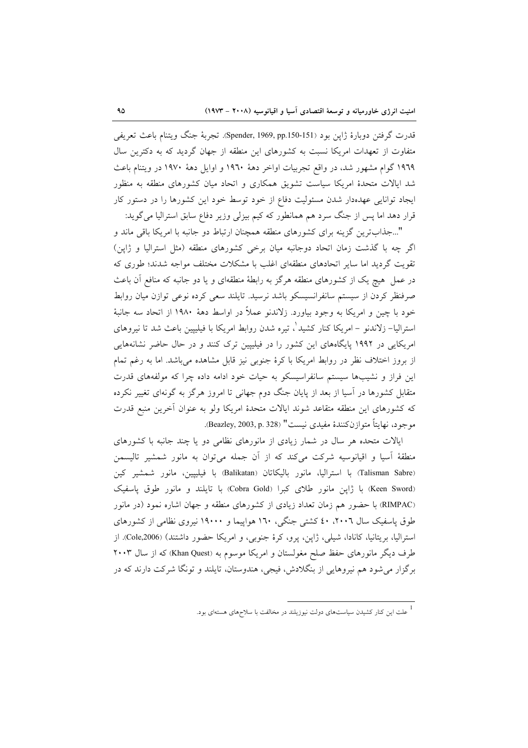قدرت گرفتن دوبارهٔ ژاپن بود (Spender, 1969, pp.150-151). تجربهٔ جنگ ویتنام باعث تعریفی متفاوت از تعهدات امریکا نسبت به کشورهای این منطقه از جهان گردید که به دکترین سال ۱۹۶۹ گوام مشهور شد، در واقع تجربیات اواخر دههٔ ۱۹۶۰ و اوایل دههٔ ۱۹۷۰ در ویتنام باعث شد ایالات متحدهٔ امریکا سیاست تشویق همکاری و اتحاد میان کشورهای منطقه به منظور ایجاد توانایی عهده‌دار شدن مسئولیت دفاع از خود توسط خود این کشورها را در دستور کار قرار دهد اما پس از جنگ سرد هم همانطور که کیم بیزلی وزیر دفاع سابق استرالیا می‌گوید:

"...جذاب‌ترین گزینه برای کشورهای منطقه همچنان ارتباط دو جانبه با امریکا باقی ماند و اگر چه با گذشت زمان اتحاد دوجانبه میان برخی کشورهای منطقه (مثل استرالیا و ژاپن) تقویت گردید اما سایر اتحادهای منطقه‌ای اغلب با مشکلات مختلف مواجه شدند؛ طوری که در عمل هیچ یک از کشورهای منطقه هرگز به رابطهٔ منطقه‌ای و یا دو جانبه که منافع آن باعث صرفنظر کردن از سیستم سانفرانسیسکو باشد نرسید. تایلند سعی کرده نوعی توازن میان روابط خود با چین و امریکا به وجود بیاورد. زلاندنو عملاً در اواسط دههٔ ۱۹۸۰ از اتحاد سه جانبهٔ استرالیا- زلاندنو – امریکا کنار کشید[1]، تیره شدن روابط امریکا با فیلیپین باعث شد تا نیروهای امریکایی در ۱۹۹۲ پایگاه‌های این کشور را در فیلیپین ترک کنند و در حال حاضر نشانه‌هایی از بروز اختلاف نظر در روابط امریکا با کرهٔ جنوبی نیز قابل مشاهده می‌باشد. اما به رغم تمام این فراز و نشیب‌ها سیستم سانفرانسیسکو به حیات خود ادامه داده چرا که مولفه‌های قدرت متقابل کشورها در آسیا از بعد از پایان جنگ دوم جهانی تا امروز هرگز به گونه‌ای تغییر نکرده که کشورهای این منطقه متقاعد شوند ایالات متحدهٔ امریکا ولو به عنوان آخرین منبع قدرت موجود، نهایتاً متوازن‌کنندهٔ مفیدی نیست" (Beazley, 2003, p. 328).

ایالات متحده هر سال در شمار زیادی از مانورهای نظامی دو یا چند جانبه با کشورهای منطقهٔ آسیا و اقیانوسیه شرکت می‌کند که از آن جمله می‌توان به مانور شمشیر تالیسمن (Talisman Sabre) با استرالیا، مانور بالیکاتان (Balikatan) با فیلیپین، مانور شمشیر کین (Keen Sword) با ژاپن مانور طلای کبرا (Cobra Gold) با تایلند و مانور طوق پاسفیک (RIMPAC) با حضور هم زمان تعداد زیادی از کشورهای منطقه و جهان اشاره نمود (در مانور طوق پاسفیک سال ۲۰۰۶، ۴۰ کشتی جنگی، ۱۶۰ هواپیما و ۱۹۰۰۰ نیروی نظامی از کشورهای استرالیا، بریتانیا، کانادا، شیلی، ژاپن، پرو، کرهٔ جنوبی، و امریکا حضور داشتند) (Cole,2006). از طرف دیگر مانورهای حفظ صلح مغولستان و امریکا موسوم به (Khan Quest) که از سال ۲۰۰۳ برگزار می‌شود هم نیروهایی از بنگلادش، فیجی، هندوستان، تایلند و تونگا شرکت دارند که در

---

[1] علت این کنار کشیدن سیاست‌های دولت نیوزیلند در مخالفت با سلاح‌های هسته‌ای بود.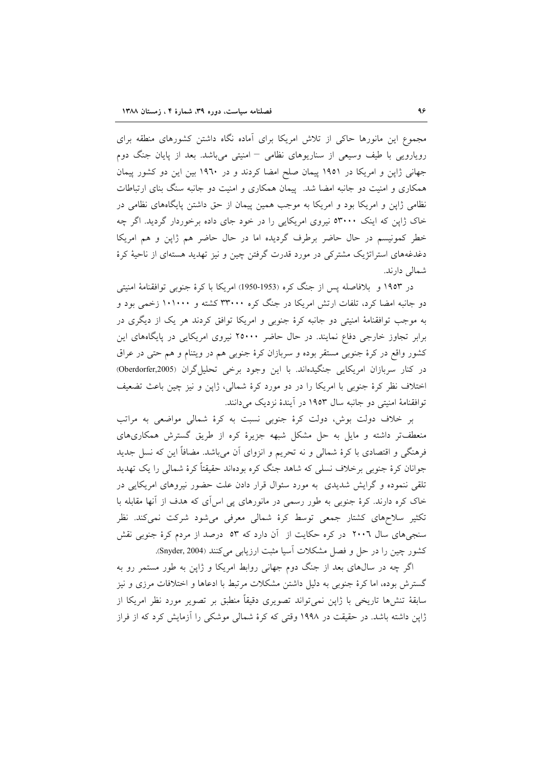مجموع این مانورها حاکی از تلاش امریکا برای آماده نگاه داشتن کشورهای منطقه برای رویارویی با طیف وسیعی از سناریوهای نظامی – امنیتی می‌باشد. بعد از پایان جنگ دوم جهانی ژاپن و امریکا در ۱۹۵۱ پیمان صلح امضا کردند و در ۱۹٦۰ بین این دو کشور پیمان همکاری و امنیت دو جانبه امضا شد. پیمان همکاری و امنیت دو جانبه سنگ بنای ارتباطات نظامی ژاپن و امریکا بود و امریکا به موجب همین پیمان از حق داشتن پایگاه‌های نظامی در خاک ژاپن که اینک ۵۳۰۰۰ نیروی امریکایی را در خود جای داده برخوردار گردید. اگر چه خطر کمونیسم در حال حاضر برطرف گردیده اما در حال حاضر هم ژاپن و هم امریکا دغدغه‌های استراتژیک مشترکی در مورد قدرت گرفتن چین و نیز تهدید هسته‌ای از ناحیهٔ کرهٔ شمالی دارند.

در ۱۹۵۳ و بلافاصله پس از جنگ کره (1953-1950) امریکا با کرهٔ جنوبی توافقنامهٔ امنیتی دو جانبه امضا کرد، تلفات ارتش امریکا در جنگ کره ۳۳۰۰۰ کشته و ۱۰۱۰۰۰ زخمی بود و به موجب توافقنامهٔ امنیتی دو جانبه کرهٔ جنوبی و امریکا توافق کردند هر یک از دیگری در برابر تجاوز خارجی دفاع نمایند. در حال حاضر ۲۵۰۰۰ نیروی امریکایی در پایگاه‌های این کشور واقع در کرهٔ جنوبی مستقر بوده و سربازان کرهٔ جنوبی هم در ویتنام و هم حتی در عراق در کنار سربازان امریکایی جنگیده‌اند. با این وجود برخی تحلیل‌گران (Oberdorfer,2005) اختلاف نظر کرهٔ جنوبی با امریکا را در دو مورد کرهٔ شمالی، ژاپن و نیز چین باعث تضعیف توافقنامهٔ امنیتی دو جانبه سال ۱۹۵۳ در آیندهٔ نزدیک می‌دانند.

بر خلاف دولت بوش، دولت کرهٔ جنوبی نسبت به کرهٔ شمالی مواضعی به مراتب منعطف‌تر داشته و مایل به حل مشکل شبهه جزیرهٔ کره از طریق گسترش همکاری‌های فرهنگی و اقتصادی با کرهٔ شمالی و نه تحریم و انزوای آن می‌باشد. مضافاً این که نسل جدید جوانان کرهٔ جنوبی برخلاف نسلی که شاهد جنگ کره بوده‌اند حقیقتاً کرهٔ شمالی را یک تهدید تلقی ننموده و گرایش شدیدی به مورد سئوال قرار دادن علت حضور نیروهای امریکایی در خاک کره دارند. کرهٔ جنوبی به طور رسمی در مانورهای پی اس‌آی که هدف از آنها مقابله با تکثیر سلاح‌های کشتار جمعی توسط کرهٔ شمالی معرفی می‌شود شرکت نمی‌کند. نظر سنجی‌های سال ۲۰۰٦ در کره حکایت از آن دارد که ۵۳ درصد از مردم کرهٔ جنوبی نقش کشور چین را در حل و فصل مشکلات آسیا مثبت ارزیابی می‌کنند (Snyder, 2004).

اگر چه در سال‌های بعد از جنگ دوم جهانی روابط امریکا و ژاپن به طور مستمر رو به گسترش بوده، اما کرهٔ جنوبی به دلیل داشتن مشکلات مرتبط با ادعاها و اختلافات مرزی و نیز سابقهٔ تنش‌ها تاریخی با ژاپن نمی‌تواند تصویری دقیقاً منطبق بر تصویر مورد نظر امریکا از ژاپن داشته باشد. در حقیقت در ۱۹۹۸ وقتی که کرهٔ شمالی موشکی را آزمایش کرد که از فراز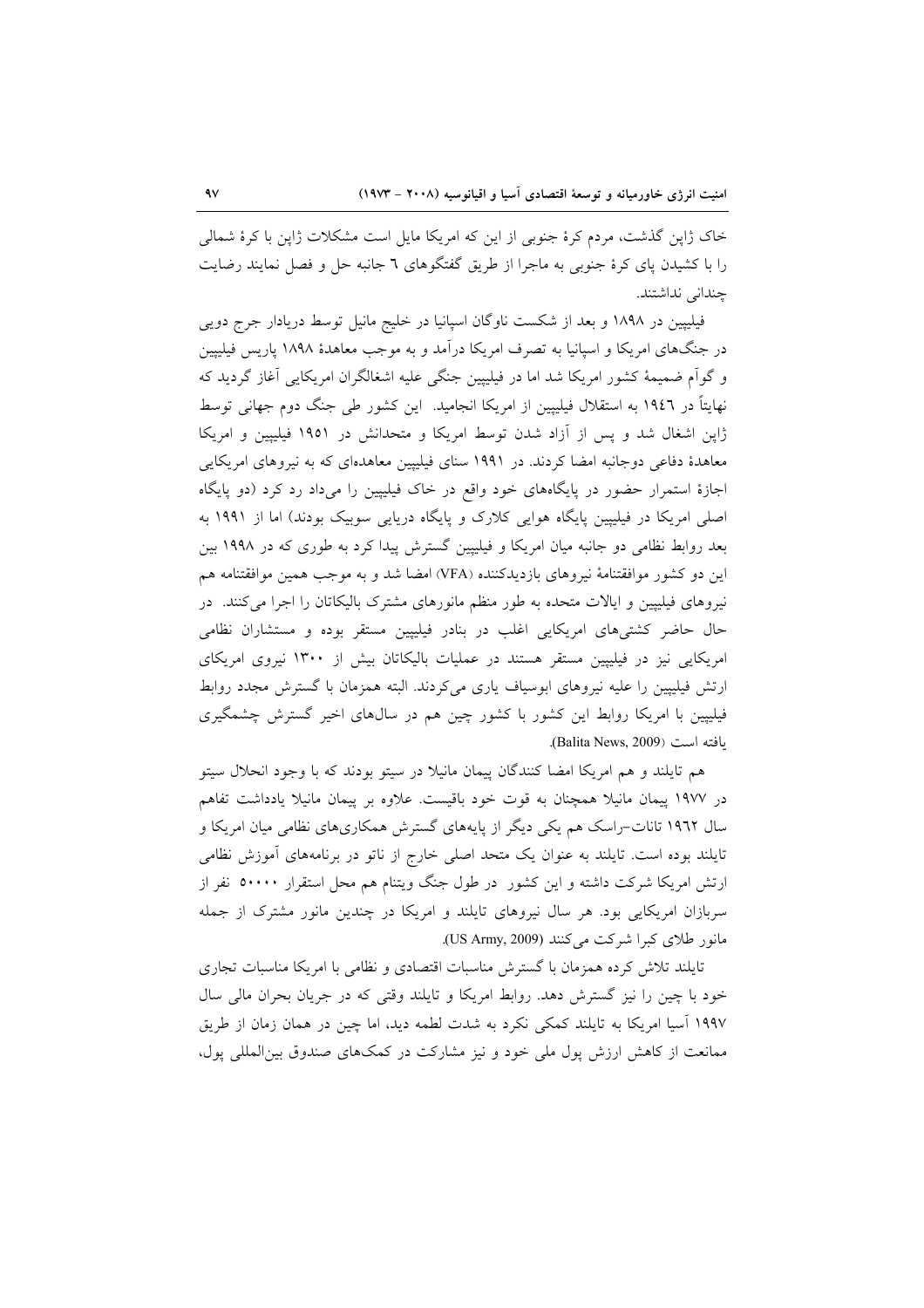خاک ژاپن گذشت، مردم کرۀ جنوبی از این که امریکا مایل است مشکلات ژاپن با کرۀ شمالی را با کشیدن پای کرۀ جنوبی به ماجرا از طریق گفتگوهای ٦ جانبه حل و فصل نمایند رضایت چندانی نداشتند.

فیلیپین در ١٨٩٨ و بعد از شکست ناوگان اسپانیا در خلیج مانیل توسط دریادار جرج دویی در جنگ‌های امریکا و اسپانیا به تصرف امریکا درآمد و به موجب معاهدۀ ١٨٩٨ پاریس فیلیپین و گوآم ضمیمۀ کشور امریکا شد اما در فیلیپین جنگی علیه اشغالگران امریکایی آغاز گردید که نهایتاً در ١٩٤٦ به استقلال فیلیپین از امریکا انجامید. این کشور طی جنگ دوم جهانی توسط ژاپن اشغال شد و پس از آزاد شدن توسط امریکا و متحدانش در ١٩٥١ فیلیپین و امریکا معاهدۀ دفاعی دوجانبه امضا کردند. در ١٩٩١ سنای فیلیپین معاهده‌ای که به نیروهای امریکایی اجازۀ استمرار حضور در پایگاه‌های خود واقع در خاک فیلیپین را می‌داد رد کرد (دو پایگاه اصلی امریکا در فیلیپین پایگاه هوایی کلارک و پایگاه دریایی سوبیک بودند) اما از ١٩٩١ به بعد روابط نظامی دو جانبه میان امریکا و فیلیپین گسترش پیدا کرد به طوری که در ١٩٩٨ بین این دو کشور موافقتنامۀ نیروهای بازدیدکننده (VFA) امضا شد و به موجب همین موافقتنامه هم نیروهای فیلیپین و ایالات متحده به طور منظم مانورهای مشترک بالیکاتان را اجرا می‌کنند. در حال حاضر کشتی‌های امریکایی اغلب در بنادر فیلیپین مستقر بوده و مستشاران نظامی امریکایی نیز در فیلیپین مستقر هستند در عملیات بالیکاتان بیش از ١٣٠٠ نیروی امریکای ارتش فیلیپین را علیه نیروهای ابوسیاف یاری می‌کردند. البته همزمان با گسترش مجدد روابط فیلیپین با امریکا روابط این کشور با کشور چین هم در سال‌های اخیر گسترش چشمگیری یافته است (Balita News, 2009).

هم تایلند و هم امریکا امضا کنندگان پیمان مانیلا در سیتو بودند که با وجود انحلال سیتو در ١٩٧٧ پیمان مانیلا همچنان به قوت خود باقیست. علاوه بر پیمان مانیلا یادداشت تفاهم سال ١٩٦٢ تانات-راسک هم یکی دیگر از پایه‌های گسترش همکاری‌های نظامی میان امریکا و تایلند بوده است. تایلند به عنوان یک متحد اصلی خارج از ناتو در برنامه‌های آموزش نظامی ارتش امریکا شرکت داشته و این کشور در طول جنگ ویتنام هم محل استقرار ٥٠٠٠٠ نفر از سربازان امریکایی بود. هر سال نیروهای تایلند و امریکا در چندین مانور مشترک از جمله مانور طلای کبرا شرکت می‌کنند (US Army, 2009).

تایلند تلاش کرده همزمان با گسترش مناسبات اقتصادی و نظامی با امریکا مناسبات تجاری خود با چین را نیز گسترش دهد. روابط امریکا و تایلند وقتی که در جریان بحران مالی سال ١٩٩٧ آسیا امریکا به تایلند کمکی نکرد به شدت لطمه دید، اما چین در همان زمان از طریق ممانعت از کاهش ارزش پول ملی خود و نیز مشارکت در کمک‌های صندوق بین‌المللی پول،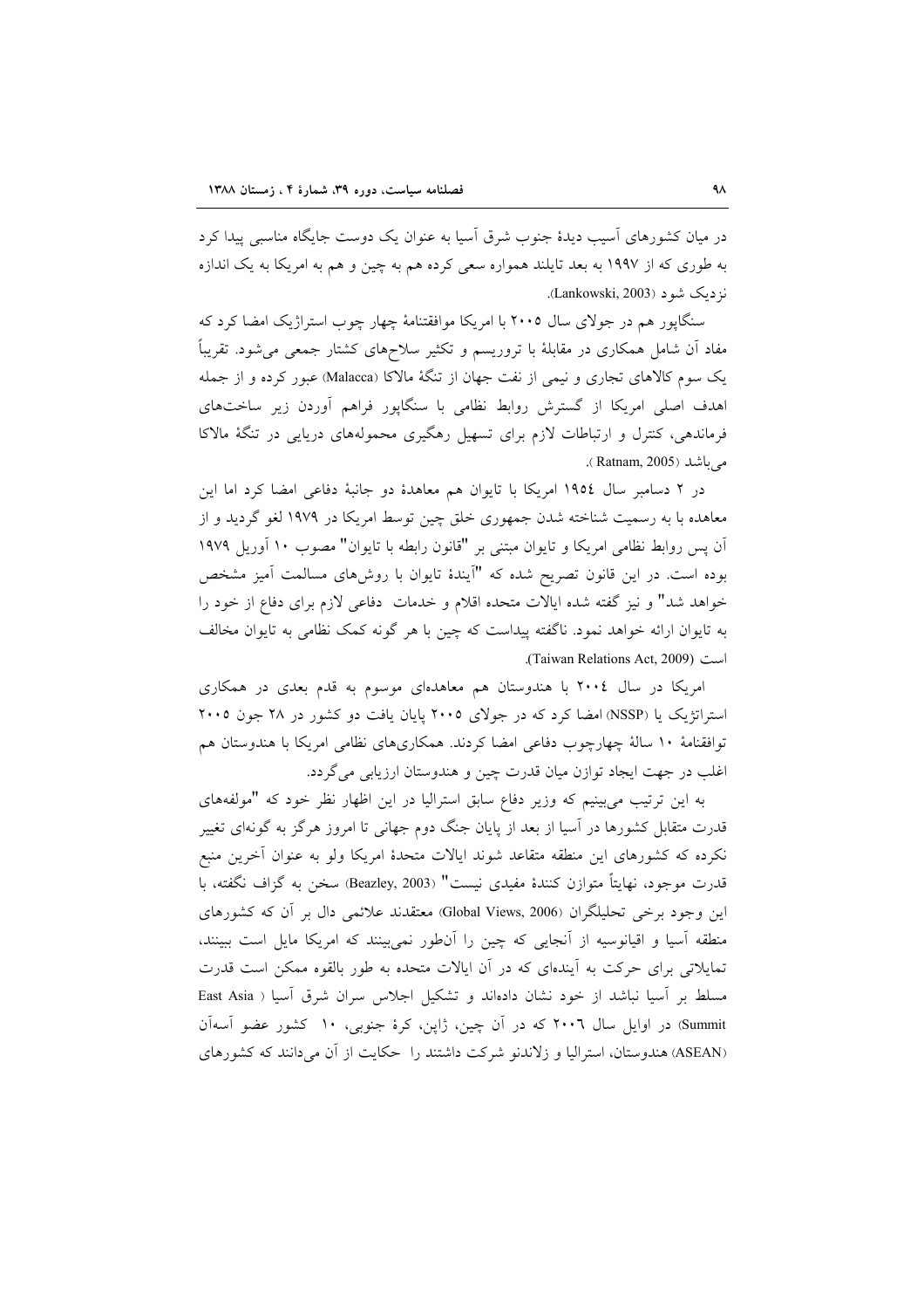در میان کشورهای آسیب دیدهٔ جنوب شرق آسیا به عنوان یک دوست جایگاه مناسبی پیدا کرد به طوری که از ۱۹۹۷ به بعد تایلند همواره سعی کرده هم به چین و هم به امریکا به یک اندازه نزدیک شود (Lankowski, 2003).

سنگاپور هم در جولای سال ۲۰۰۵ با امریکا موافقتنامهٔ چهار چوب استراژیک امضا کرد که مفاد آن شامل همکاری در مقابلهٔ با تروریسم و تکثیر سلاح‌های کشتار جمعی می‌شود. تقریباً یک سوم کالاهای تجاری و نیمی از نفت جهان از تنگهٔ مالاکا (Malacca) عبور کرده و از جمله اهدف اصلی امریکا از گسترش روابط نظامی با سنگاپور فراهم آوردن زیر ساخت‌های فرماندهی، کنترل و ارتباطات لازم برای تسهیل رهگیری محموله‌های دریایی در تنگهٔ مالاکا می‌باشد (Ratnam, 2005 ).

در ۲ دسامبر سال ۱۹۵٤ امریکا با تایوان هم معاهدهٔ دو جانبهٔ دفاعی امضا کرد اما این معاهده با به رسمیت شناخته شدن جمهوری خلق چین توسط امریکا در ۱۹۷۹ لغو گردید و از آن پس روابط نظامی امریکا و تایوان مبتنی بر "قانون رابطه با تایوان" مصوب ۱۰ آوریل ۱۹۷۹ بوده است. در این قانون تصریح شده که "آیندهٔ تایوان با روش‌های مسالمت آمیز مشخص خواهد شد" و نیز گفته شده ایالات متحده اقلام و خدمات دفاعی لازم برای دفاع از خود را به تایوان ارائه خواهد نمود. ناگفته پیداست که چین با هر گونه کمک نظامی به تایوان مخالف است (Taiwan Relations Act, 2009).

امریکا در سال ۲۰۰٤ با هندوستان هم معاهده‌ای موسوم به قدم بعدی در همکاری استراتژیک یا (NSSP) امضا کرد که در جولای ۲۰۰۵ پایان یافت دو کشور در ۲۸ جون ۲۰۰۵ توافقنامهٔ ۱۰ سالهٔ چهارچوب دفاعی امضا کردند. همکاری‌های نظامی امریکا با هندوستان هم اغلب در جهت ایجاد توازن میان قدرت چین و هندوستان ارزیابی می‌گردد.

به این ترتیب می‌بینیم که وزیر دفاع سابق استرالیا در این اظهار نظر خود که "مولفه‌های قدرت متقابل کشورها در آسیا از بعد از پایان جنگ دوم جهانی تا امروز هرگز به گونه‌ای تغییر نکرده که کشورهای این منطقه متقاعد شوند ایالات متحدهٔ امریکا ولو به عنوان آخرین منبع قدرت موجود، نهایتاً متوازن کنندهٔ مفیدی نیست" (Beazley, 2003) سخن به گزاف نگفته، با این وجود برخی تحلیلگران (Global Views, 2006) معتقدند علائمی دال بر آن که کشورهای منطقه آسیا و اقیانوسیه از آنجایی که چین را آنطور نمی‌بینند که امریکا مایل است ببینند، تمایلاتی برای حرکت به آینده‌ای که در آن ایالات متحده به طور بالقوه ممکن است قدرت مسلط بر آسیا نباشد از خود نشان داده‌اند و تشکیل اجلاس سران شرق آسیا ( East Asia Summit) در اوایل سال ۲۰۰٦ که در آن چین، ژاپن، کرهٔ جنوبی، ۱۰ کشور عضو آسه‌آن (ASEAN) هندوستان، استرالیا و زلاندنو شرکت داشتند را حکایت از آن می‌دانند که کشورهای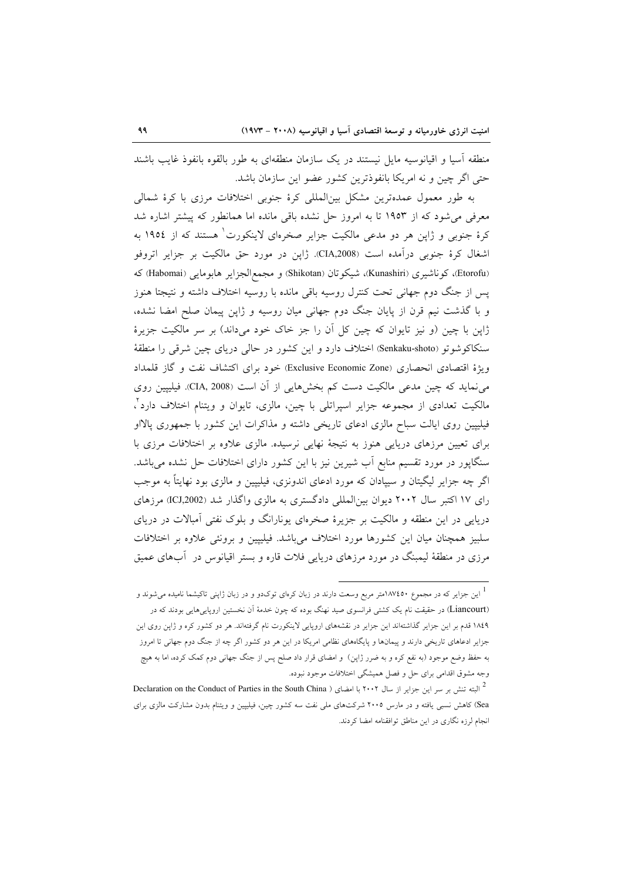منطقه آسیا و اقیانوسیه مایل نیستند در یک سازمان منطقه‌ای به طور بالقوه بانفوذ غایب باشند حتی اگر چین و نه امریکا بانفوذترین کشور عضو این سازمان باشد.

به طور معمول عمده‌ترین مشکل بین‌المللی کرهٔ جنوبی اختلافات مرزی با کرهٔ شمالی معرفی می‌شود که از ۱۹۵۳ تا به امروز حل نشده باقی مانده اما همانطور که پیشتر اشاره شد کرهٔ جنوبی و ژاپن هر دو مدعی مالکیت جزایر صخره‌ای لاینکورت[1] هستند که از ۱۹۵٤ به اشغال کرهٔ جنوبی درآمده است (CIA,2008). ژاپن در مورد حق مالکیت بر جزایر اتروفو (Etorofu)، کوناشیری (Kunashiri)، شیکوتان (Shikotan) و مجمع‌الجزایر هابومایی (Habomai) که پس از جنگ دوم جهانی تحت کنترل روسیه باقی مانده با روسیه اختلاف داشته و نتیجتا هنوز و با گذشت نیم قرن از پایان جنگ دوم جهانی میان روسیه و ژاپن پیمان صلح امضا نشده، ژاپن با چین (و نیز تایوان که چین کل آن را جز خاک خود می‌داند) بر سر مالکیت جزیرهٔ سنکاکوشوتو (Senkaku-shoto) اختلاف دارد و این کشور در حالی دریای چین شرقی را منطقهٔ ویژهٔ اقتصادی انحصاری (Exclusive Economic Zone) خود برای اکتشاف نفت و گاز قلمداد می‌نماید که چین مدعی مالکیت دست کم بخش‌هایی از آن است (CIA, 2008). فیلیپین روی مالکیت تعدادی از مجموعه جزایر اسپراتلی با چین، مالزی، تایوان و ویتنام اختلاف دارد[2]، فیلیپین روی ایالت سباح مالزی ادعای تاریخی داشته و مذاکرات این کشور با جمهوری پالاو برای تعیین مرزهای دریایی هنوز به نتیجهٔ نهایی نرسیده. مالزی علاوه بر اختلافات مرزی با سنگاپور در مورد تقسیم منابع آب شیرین نیز با این کشور دارای اختلافات حل نشده می‌باشد. اگر چه جزایر لیگیتان و سیپادان که مورد ادعای اندونزی، فیلیپین و مالزی بود نهایتاً به موجب رای ۱۷ اکتبر سال ۲۰۰۲ دیوان بین‌المللی دادگستری به مالزی واگذار شد (ICJ,2002) مرزهای دریایی در این منطقه و مالکیت بر جزیرهٔ صخره‌ای یونارانگ و بلوک نفتی آمبالات در دریای سلبیز همچنان میان این کشورها مورد اختلاف می‌باشد. فیلیپین و برونئی علاوه بر اختلافات مرزی در منطقهٔ لیمبنگ در مورد مرزهای دریایی فلات قاره و بستر اقیانوس در آب‌های عمیق

---

[1] این جزایر که در مجموع ۱۸۷٤۵۰متر مربع وسعت دارند در زبان کره‌ای توکدو و در زبان ژاپنی تاکیشما نامیده می‌شوند و (Liancourt) در حقیقت نام یک کشتی فرانسوی صید نهنگ بوده که چون خدمهٔ آن نخستین اروپایی‌هایی بودند که در ۱۸٤۹ قدم بر این جزایر گذاشته‌اند این جزایر در نقشه‌های اروپایی لاینکورت نام گرفته‌اند. هر دو کشور کره و ژاپن روی این جزایر ادعاهای تاریخی دارند و پیمان‌ها و پایگاه‌های نظامی امریکا در این هر دو کشور اگر چه از جنگ دوم جهانی تا امروز به حفظ وضع موجود (به نفع کره و به ضرر ژاپن) و امضای قرار داد صلح پس از جنگ جهانی دوم کمک کرده، اما به هیچ وجه مشوق اقدامی برای حل و فصل همیشگی اختلافات موجود نبوده.

[2] البته تنش بر سر این جزایر از سال ۲۰۰۲ با امضای ( Declaration on the Conduct of Parties in the South China Sea) کاهش نسبی یافته و در مارس ۲۰۰۵ شرکت‌های ملی نفت سه کشور چین، فیلیپین و ویتنام بدون مشارکت مالزی برای انجام لرزه نگاری در این مناطق توافقنامه امضا کردند.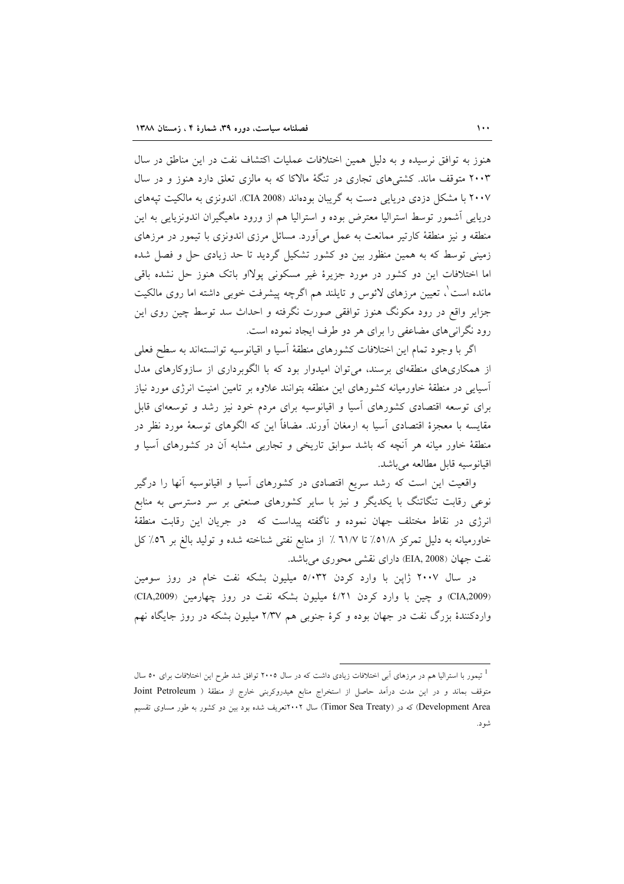هنوز به توافق نرسیده و به دلیل همین اختلافات عملیات اکتشاف نفت در این مناطق در سال ۲۰۰۳ متوقف ماند. کشتی‌های تجاری در تنگهٔ مالاکا که به مالزی تعلق دارد هنوز و در سال ۲۰۰۷ با مشکل دزدی دریایی دست به گریبان بوده‌اند (CIA 2008). اندونزی به مالکیت تپه‌های دریایی آشمور توسط استرالیا معترض بوده و استرالیا هم از ورود ماهیگیران اندونزیایی به این منطقه و نیز منطقهٔ کارتیر ممانعت به عمل می‌آورد. مسائل مرزی اندونزی با تیمور در مرزهای زمینی توسط که به همین منظور بین دو کشور تشکیل گردید تا حد زیادی حل و فصل شده اما اختلافات این دو کشور در مورد جزیرهٔ غیر مسکونی پولااو باتک هنوز حل نشده باقی مانده است[1]، تعیین مرزهای لائوس و تایلند هم اگرچه پیشرفت خوبی داشته اما روی مالکیت جزایر واقع در رود مکونگ هنوز توافقی صورت نگرفته و احداث سد توسط چین روی این رود نگرانی‌های مضاعفی را برای هر دو طرف ایجاد نموده است.

اگر با وجود تمام این اختلافات کشورهای منطقهٔ آسیا و اقیانوسیه توانسته‌اند به سطح فعلی از همکاری‌های منطقه‌ای برسند، می‌توان امیدوار بود که با الگوبرداری از سازوکارهای مدل آسیایی در منطقهٔ خاورمیانه کشورهای این منطقه بتوانند علاوه بر تامین امنیت انرژی مورد نیاز برای توسعه اقتصادی کشورهای آسیا و اقیانوسیه برای مردم خود نیز رشد و توسعه‌ای قابل مقایسه با معجزهٔ اقتصادی آسیا به ارمغان آورند. مضافاً این که الگوهای توسعهٔ مورد نظر در منطقهٔ خاور میانه هر آنچه که باشد سوابق تاریخی و تجاربی مشابه آن در کشورهای آسیا و اقیانوسیه قابل مطالعه می‌باشد.

واقعیت این است که رشد سریع اقتصادی در کشورهای آسیا و اقیانوسیه آنها را درگیر نوعی رقابت تنگاتنگ با یکدیگر و نیز با سایر کشورهای صنعتی بر سر دسترسی به منابع انرژی در نقاط مختلف جهان نموده و ناگفته پیداست که در جریان این رقابت منطقهٔ خاورمیانه به دلیل تمرکز ۵۱/۸٪ تا ۶۱/۷ ٪ از منابع نفتی شناخته شده و تولید بالغ بر ۵۶٪ کل نفت جهان (EIA, 2008) دارای نقشی محوری می‌باشد.

در سال ۲۰۰۷ ژاپن با وارد کردن ۵/۰۳۲ میلیون بشکه نفت خام در روز سومین (CIA,2009) و چین با وارد کردن ۴/۲۱ میلیون بشکه نفت در روز چهارمین (CIA,2009) واردکنندهٔ بزرگ نفت در جهان بوده و کرهٔ جنوبی هم ۲/۳۷ میلیون بشکه در روز جایگاه نهم

---

[1] تیمور با استرالیا هم در مرزهای آبی اختلافات زیادی داشت که در سال ۲۰۰۵ توافق شد طرح این اختلافات برای ۵۰ سال متوقف بماند و در این مدت درآمد حاصل از استخراج منابع هیدروکربنی خارج از منطقهٔ (Joint Petroleum Development Area) که در (Timor Sea Treaty) سال ۲۰۰۲تعریف شده بود بین دو کشور به طور مساوی تقسیم شود.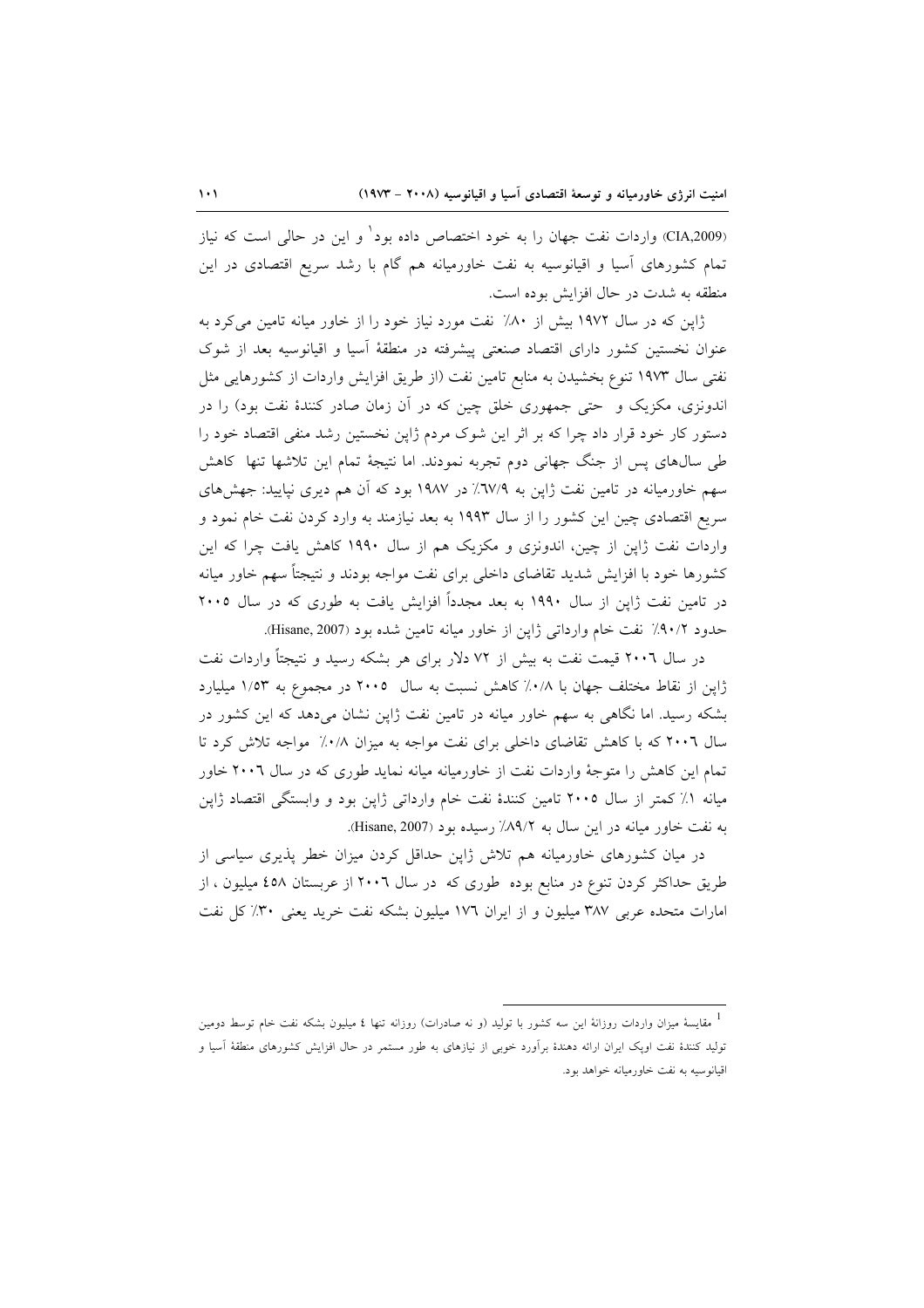(CIA,2009) واردات نفت جهان را به خود اختصاص داده بود[1] و این در حالی است که نیاز تمام کشورهای آسیا و اقیانوسیه به نفت خاورمیانه هم گام با رشد سریع اقتصادی در این منطقه به شدت در حال افزایش بوده است.

ژاپن که در سال ۱۹۷۲ بیش از ۸۰٪ نفت مورد نیاز خود را از خاور میانه تامین می‌کرد به عنوان نخستین کشور دارای اقتصاد صنعتی پیشرفته در منطقهٔ آسیا و اقیانوسیه بعد از شوک نفتی سال ۱۹۷۳ تنوع بخشیدن به منابع تامین نفت (از طریق افزایش واردات از کشورهایی مثل اندونزی، مکزیک و حتی جمهوری خلق چین که در آن زمان صادر کنندهٔ نفت بود) را در دستور کار خود قرار داد چرا که بر اثر این شوک مردم ژاپن نخستین رشد منفی اقتصاد خود را طی سال‌های پس از جنگ جهانی دوم تجربه نمودند. اما نتیجهٔ تمام این تلاشها تنها کاهش سهم خاورمیانه در تامین نفت ژاپن به ۶۷/۹٪ در ۱۹۸۷ بود که آن هم دیری نپایید: جهش‌های سریع اقتصادی چین این کشور را از سال ۱۹۹۳ به بعد نیازمند به وارد کردن نفت خام نمود و واردات نفت ژاپن از چین، اندونزی و مکزیک هم از سال ۱۹۹۰ کاهش یافت چرا که این کشورها خود با افزایش شدید تقاضای داخلی برای نفت مواجه بودند و نتیجتاً سهم خاور میانه در تامین نفت ژاپن از سال ۱۹۹۰ به بعد مجدداً افزایش یافت به طوری که در سال ۲۰۰۵ حدود ۹۰/۲٪ نفت خام وارداتی ژاپن از خاور میانه تامین شده بود (Hisane, 2007).

در سال ۲۰۰۶ قیمت نفت به بیش از ۷۲ دلار برای هر بشکه رسید و نتیجتاً واردات نفت ژاپن از نقاط مختلف جهان با ۰/۸٪ کاهش نسبت به سال ۲۰۰۵ در مجموع به ۱/۵۳ میلیارد بشکه رسید. اما نگاهی به سهم خاور میانه در تامین نفت ژاپن نشان می‌دهد که این کشور در سال ۲۰۰۶ که با کاهش تقاضای داخلی برای نفت مواجه به میزان ۰/۸٪ مواجه تلاش کرد تا تمام این کاهش را متوجهٔ واردات نفت از خاورمیانه میانه نماید طوری که در سال ۲۰۰۶ خاور میانه ۱٪ کمتر از سال ۲۰۰۵ تامین کنندهٔ نفت خام وارداتی ژاپن بود و وابستگی اقتصاد ژاپن به نفت خاور میانه در این سال به ۸۹/۲٪ رسیده بود (Hisane, 2007).

در میان کشورهای خاورمیانه هم تلاش ژاپن حداقل کردن میزان خطر پذیری سیاسی از طریق حداکثر کردن تنوع در منابع بوده طوری که در سال ۲۰۰۶ از عربستان ۴۵۸ میلیون ، از امارات متحده عربی ۳۸۷ میلیون و از ایران ۱۷۶ میلیون بشکه نفت خرید یعنی ۳۰٪ کل نفت

---

[1] مقایسهٔ میزان واردات روزانهٔ این سه کشور با تولید (و نه صادرات) روزانه تنها ٤ میلیون بشکه نفت خام توسط دومین تولید کنندهٔ نفت اوپک ایران ارائه دهندهٔ برآورد خوبی از نیازهای به طور مستمر در حال افزایش کشورهای منطقهٔ آسیا و اقیانوسیه به نفت خاورمیانه خواهد بود.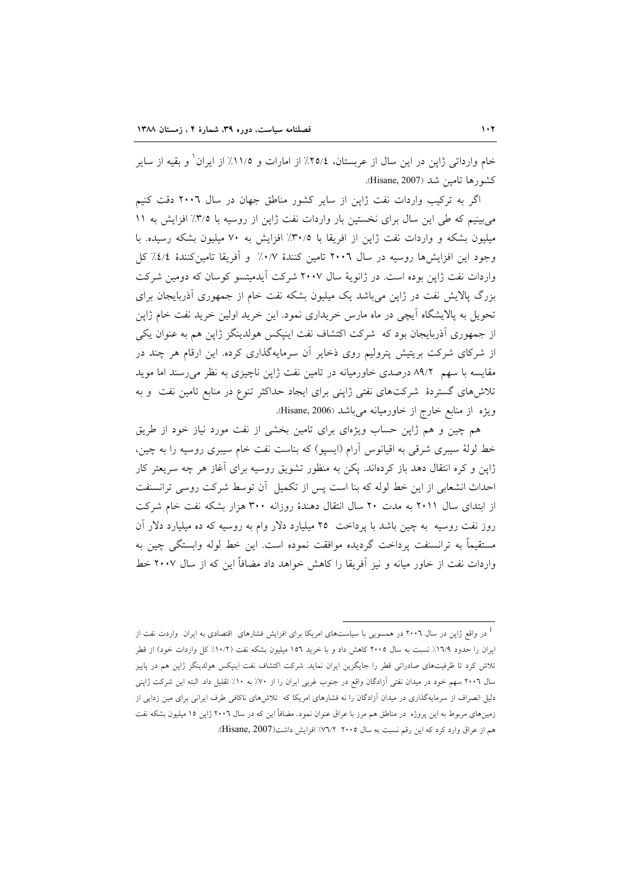خام وارداتی ژاپن در این سال از عربستان، ۲۵/٤٪ از امارات و ۱۱/۵٪ از ایران[1] و بقیه از سایر کشورها تامین شد (Hisane, 2007).

اگر به ترکیب واردات نفت ژاپن از سایر کشور مناطق جهان در سال ۲۰۰٦ دقت کنیم می‌بینیم که طی این سال برای نخستین بار واردات نفت ژاپن از روسیه با ۳/۵٪ افزایش به ۱۱ میلیون بشکه و واردات نفت ژاپن از افریقا با ۳۰/۵٪ افزایش به ۷۰ میلیون بشکه رسیده. با وجود این افزایش‌ها روسیه در سال ۲۰۰٦ تامین کنندهٔ ۰/۷٪ و آفریقا تامین‌کنندهٔ ٤/٤٪ کل واردات نفت ژاپن بوده است. در ژانویهٔ سال ۲۰۰۷ شرکت آیدمیتسو کوسان که دومین شرکت بزرگ پالایش نفت در ژاپن می‌باشد یک میلیون بشکه نفت خام از جمهوری آذربایجان برای تحویل به پالایشگاه آیچی در ماه مارس خریداری نمود. این خرید اولین خرید نفت خام ژاپن از جمهوری آذربایجان بود که شرکت اکتشاف نفت اینپکس هولدینگز ژاپن هم به عنوان یکی از شرکای شرکت بریتیش پترولیم روی ذخایر آن سرمایه‌گذاری کرده. این ارقام هر چند در مقایسه با سهم ۸۹/۲ درصدی خاورمیانه در تامین نفت ژاپن ناچیزی به نظر می‌رسند اما موید تلاش‌های گستردهٔ شرکت‌های نفتی ژاپنی برای ایجاد حداکثر تنوع در منابع تامین نفت و به ویژه از منابع خارج از خاورمیانه می‌باشد (Hisane, 2006).

هم چین و هم ژاپن حساب ویژه‌ای برای تامین بخشی از نفت مورد نیاز خود از طریق خط لولهٔ سیبری شرقی به اقیانوس آرام (ایسپو) که بناست نفت خام سیبری روسیه را به چین، ژاپن و کره انتقال دهد باز کرده‌اند. پکن به منظور تشویق روسیه برای آغاز هر چه سریعتر کار احداث انشعابی از این خط لوله که بنا است پس از تکمیل آن توسط شرکت روسی ترانسنفت از ابتدای سال ۲۰۱۱ به مدت ۲۰ سال انتقال دهندهٔ روزانه ۳۰۰ هزار بشکه نفت خام شرکت روز نفت روسیه به چین باشد با پرداخت ۲۵ میلیارد دلار وام به روسیه که ده میلیارد دلار آن مستقیماً به ترانسنفت پرداخت گردیده موافقت نموده است. این خط لوله وابستگی چین به واردات نفت از خاور میانه و نیز آفریقا را کاهش خواهد داد مضافاً این که از سال ۲۰۰۷ خط

---

[1] در واقع ژاپن در سال ۲۰۰٦ در همسویی با سیاست‌های امریکا برای افزایش فشارهای اقتصادی به ایران واردت نفت از ایران را حدود ۱٦/۹٪ نسبت به سال ۲۰۰۵ کاهش داد و با خرید ۱۵٦ میلیون بشکه نفت (۱۰/۲٪ کل واردات خود) از قطر تلاش کرد تا ظرفیت‌های صادراتی قطر را جایگزین ایران نماید. شرکت اکتشاف نفت اینپکس هولدینگز ژاپن هم در پاییز سال ۲۰۰٦ سهم خود در میدان نفتی آزادگان واقع در جنوب غربی ایران را از ۷۰٪ به ۱۰٪ تقلیل داد. البته این شرکت ژاپنی دلیل انصراف از سرمایه‌گذاری در میدان آزادگان را نه فشارهای امریکا که تلاش‌های ناکافی طرف ایرانی برای مین زدایی از زمین‌های مربوط به این پروژه در مناطق هم مرز با عراق عنوان نمود. مضافاً این که در سال ۲۰۰٦ ژاپن ۱۵ میلیون بشکه نفت هم از عراق وارد کرد که این رقم نسبت به سال ۲۰۰۵ ۷٦/۲٪ افزایش داشت(Hisane, 2007).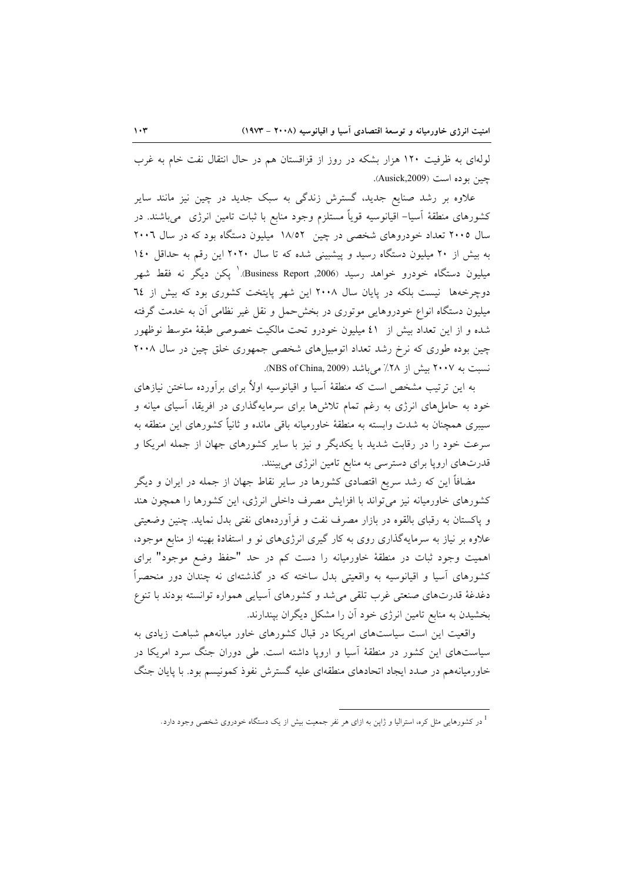لوله‌ای به ظرفیت ۱۲۰ هزار بشکه در روز از قزاقستان هم در حال انتقال نفت خام به غرب چین بوده است (Ausick,2009).

علاوه بر رشد صنایع جدید، گسترش زندگی به سبک جدید در چین نیز مانند سایر کشورهای منطقهٔ آسیا- اقیانوسیه قویاً مستلزم وجود منابع با ثبات تامین انرژی می‌باشند. در سال ۲۰۰۵ تعداد خودروهای شخصی در چین ۱۸/۵۲ میلیون دستگاه بود که در سال ۲۰۰۶ به بیش از ۲۰ میلیون دستگاه رسید و پیشبینی شده که تا سال ۲۰۲۰ این رقم به حداقل ۱۴۰ میلیون دستگاه خودرو خواهد رسید (Business Report ,2006).[1] پکن دیگر نه فقط شهر دوچرخه‌ها نیست بلکه در پایان سال ۲۰۰۸ این شهر پایتخت کشوری بود که بیش از ٦٤ میلیون دستگاه انواع خودروهایی موتوری در بخش‌حمل و نقل غیر نظامی آن به خدمت گرفته شده و از این تعداد بیش از ٤١ میلیون خودرو تحت مالکیت خصوصی طبقهٔ متوسط نوظهور چین بوده طوری که نرخ رشد تعداد اتومبیل‌های شخصی جمهوری خلق چین در سال ۲۰۰۸ نسبت به ۲۰۰۷ بیش از ۲۸٪ می‌باشد (NBS of China, 2009).

به این ترتیب مشخص است که منطقهٔ آسیا و اقیانوسیه اولاً برای برآورده ساختن نیازهای خود به حامل‌های انرژی به رغم تمام تلاش‌ها برای سرمایه‌گذاری در افریقا، آسیای میانه و سیبری همچنان به شدت وابسته به منطقهٔ خاورمیانه باقی مانده و ثانیاً کشورهای این منطقه به سرعت خود را در رقابت شدید با یکدیگر و نیز با سایر کشورهای جهان از جمله امریکا و قدرت‌های اروپا برای دسترسی به منابع تامین انرژی می‌بینند.

مضافاً این که رشد سریع اقتصادی کشورها در سایر نقاط جهان از جمله در ایران و دیگر کشورهای خاورمیانه نیز می‌تواند با افزایش مصرف داخلی انرژی، این کشورها را همچون هند و پاکستان به رقبای بالقوه در بازار مصرف نفت و فرآورده‌های نفتی بدل نماید. چنین وضعیتی علاوه بر نیاز به سرمایه‌گذاری روی به کار گیری انرژی‌های نو و استفادهٔ بهینه از منابع موجود، اهمیت وجود ثبات در منطقهٔ خاورمیانه را دست کم در حد "حفظ وضع موجود" برای کشورهای آسیا و اقیانوسیه به واقعیتی بدل ساخته که در گذشته‌ای نه چندان دور منحصراً دغدغهٔ قدرت‌های صنعتی غرب تلقی می‌شد و کشورهای آسیایی همواره توانسته بودند با تنوع بخشیدن به منابع تامین انرژی خود آن را مشکل دیگران بپندارند.

واقعیت این است سیاست‌های امریکا در قبال کشورهای خاور میانه‌هم شباهت زیادی به سیاست‌های این کشور در منطقهٔ آسیا و اروپا داشته است. طی دوران جنگ سرد امریکا در خاورمیانه‌هم در صدد ایجاد اتحادهای منطقه‌ای علیه گسترش نفوذ کمونیسم بود. با پایان جنگ

---

[1] در کشورهایی مثل کره، استرالیا و ژاپن به ازای هر نفر جمعیت بیش از یک دستگاه خودروی شخصی وجود دارد.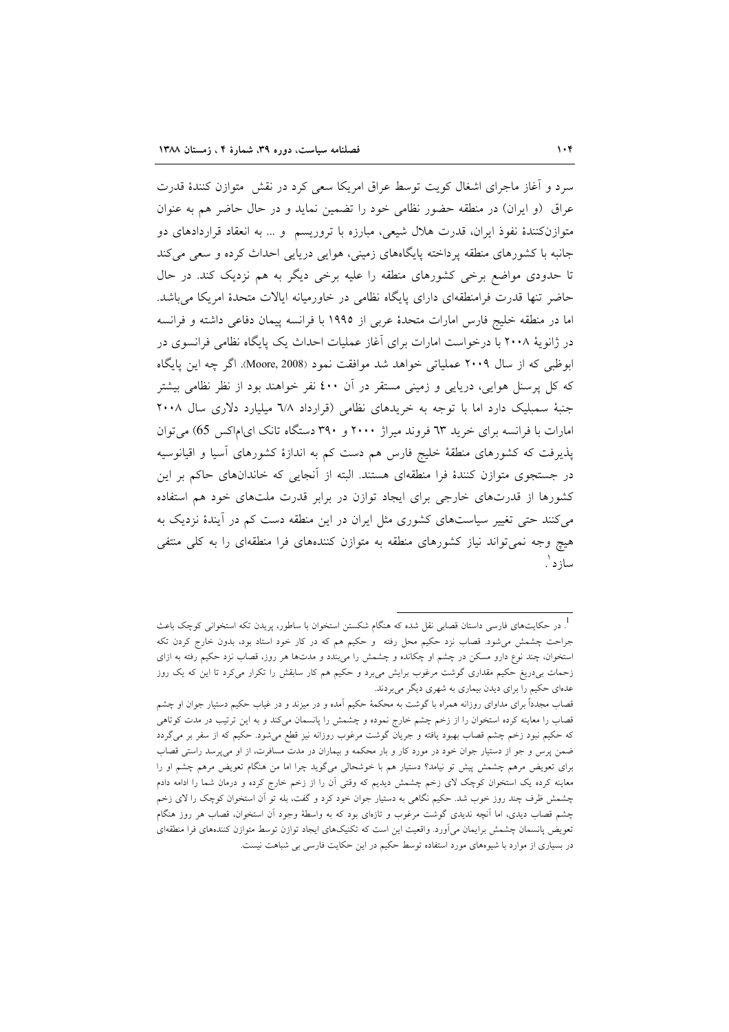سرد و آغاز ماجرای اشغال کویت توسط عراق امریکا سعی کرد در نقش متوازن کنندۀ قدرت عراق (و ایران) در منطقه حضور نظامی خود را تضمین نماید و در حال حاضر هم به عنوان متوازن‌کنندۀ نفوذ ایران، قدرت هلال شیعی، مبارزه با تروریسم و ... به انعقاد قراردادهای دو جانبه با کشورهای منطقه پرداخته پایگاه‌های زمینی، هوایی دریایی احداث کرده و سعی می‌کند تا حدودی مواضع برخی کشورهای منطقه را علیه برخی دیگر به هم نزدیک کند. در حال حاضر تنها قدرت فرامنطقه‌ای دارای پایگاه نظامی در خاورمیانه ایالات متحدۀ امریکا می‌باشد. اما در منطقه خلیج فارس امارات متحدۀ عربی از ۱۹۹۵ با فرانسه پیمان دفاعی داشته و فرانسه در ژانویۀ ۲۰۰۸ با درخواست امارات برای آغاز عملیات احداث یک پایگاه نظامی فرانسوی در ابوظبی که از سال ۲۰۰۹ عملیاتی خواهد شد موافقت نمود (Moore, 2008). اگر چه این پایگاه که کل پرسنل هوایی، دریایی و زمینی مستقر در آن ٤٠٠ نفر خواهند بود از نظر نظامی بیشتر جنبۀ سمبلیک دارد اما با توجه به خریدهای نظامی (قرارداد ٦/٨ میلیارد دلاری سال ۲۰۰۸ امارات با فرانسه برای خرید ٦٣ فروند میراژ ۲۰۰۰ و ۳۹۰ دستگاه تانک ای‌ام‌اکس 65) می‌توان پذیرفت که کشورهای منطقۀ خلیج فارس هم دست کم به اندازۀ کشورهای آسیا و اقیانوسیه در جستجوی متوازن کنندۀ فرا منطقه‌ای هستند. البته از آنجایی که خاندان‌های حاکم بر این کشورها از قدرت‌های خارجی برای ایجاد توازن در برابر قدرت ملت‌های خود هم استفاده می‌کنند حتی تغییر سیاست‌های کشوری مثل ایران در این منطقه دست کم در آیندۀ نزدیک به هیچ وجه نمی‌تواند نیاز کشورهای منطقه به متوازن کننده‌های فرا منطقه‌ای را به کلی منتفی سازد[1].

---

[1]. در حکایت‌های فارسی داستان قصابی نقل شده که هنگام شکستن استخوان با ساطور، پریدن تکه استخوانی کوچک باعث جراحت چشمش می‌شود. قصاب نزد حکیم محل رفته و حکیم هم که در کار خود استاد بود، بدون خارج کردن تکه استخوان، چند نوع دارو مسکن در چشم او چکانده و چشمش را می‌بندد و مدت‌ها هر روز، قصاب نزد حکیم رفته به ازای زحمات بی‌دریغ حکیم مقداری گوشت مرغوب برایش می‌برد و حکیم هم کار سابقش را تکرار می‌کرد تا این که یک روز عده‌ای حکیم را برای دیدن بیماری به شهری دیگر می‌بردند.

قصاب مجدداً برای مداوای روزانه همراه با گوشت به محکمۀ حکیم آمده و در میزند و در غیاب حکیم دستیار جوان او چشم قصاب را معاینه کرده استخوان را از زخم چشم خارج نموده و چشمش را پانسمان می‌کند و به این ترتیب در مدت کوتاهی که حکیم نبود زخم چشم قصاب بهبود یافته و جریان گوشت مرغوب روزانه نیز قطع می‌شود. حکیم که از سفر بر می‌گردد ضمن پرس و جو از دستیار جوان خود در مورد کار و بار محکمه و بیماران در مدت مسافرت، از او می‌پرسد راستی قصاب برای تعویض مرهم چشمش پیش تو نیامد؟ دستیار هم با خوشحالی می‌گوید چرا اما من هنگام تعویض مرهم چشم او را معاینه کرده یک استخوان کوچک لای زخم چشمش دیدیم که وقتی آن را از زخم خارج کرده و درمان شما را ادامه دادم چشمش ظرف چند روز خوب شد. حکیم نگاهی به دستیار جوان خود کرد و گفت، بله تو آن استخوان کوچک را لای زخم چشم قصاب دیدی، اما آنچه ندیدی گوشت مرغوب و تازه‌ای بود که به واسطۀ وجود آن استخوان، قصاب هر روز هنگام تعویض پانسمان چشمش برایمان می‌آورد. واقعیت این است که تکنیک‌های ایجاد توازن توسط متوازن کننده‌های فرا منطقه‌ای در بسیاری از موارد با شیوه‌های مورد استفاده توسط حکیم در این حکایت فارسی بی شباهت نیست.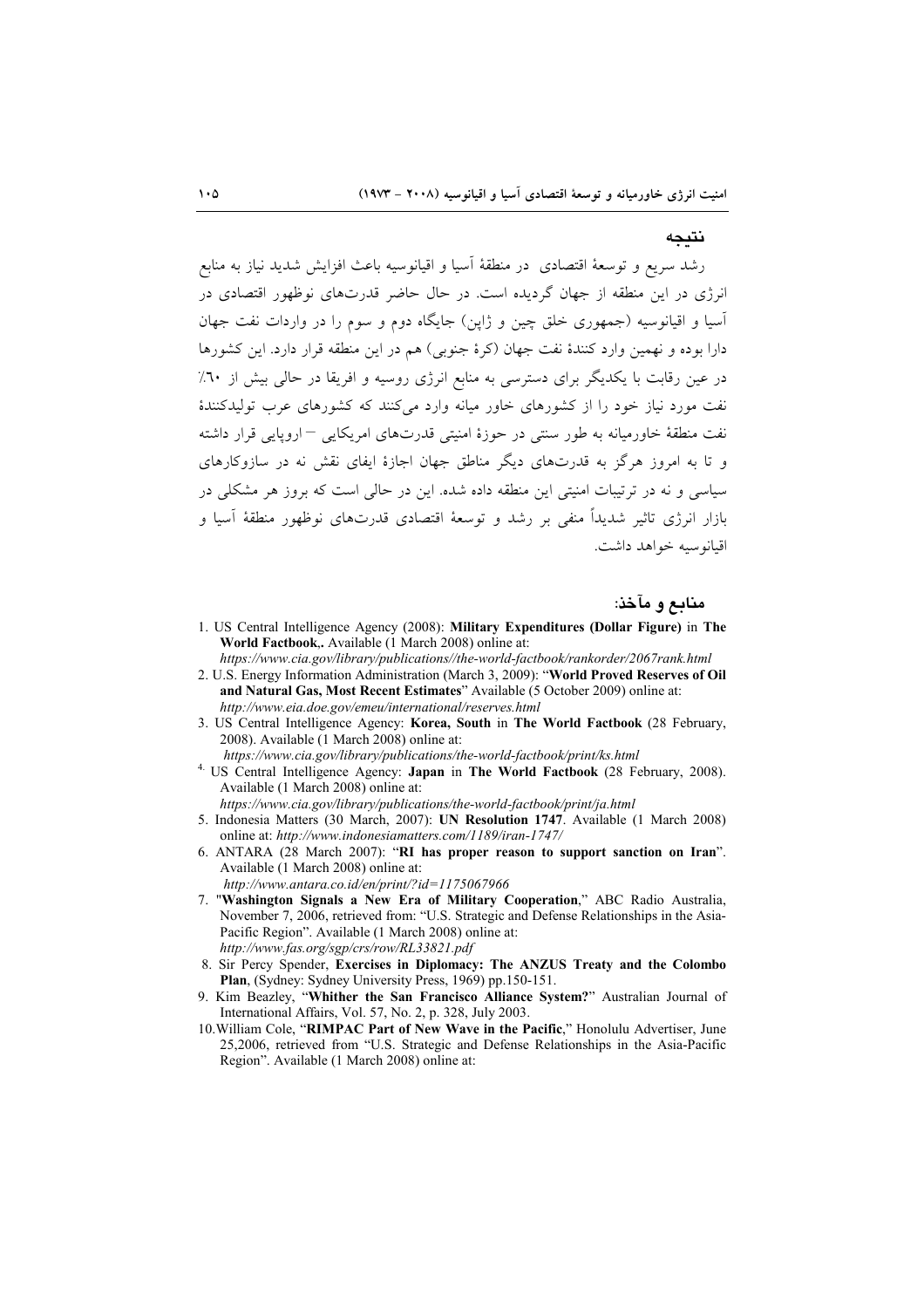## نتیجه

رشد سریع و توسعهٔ اقتصادی در منطقهٔ آسیا و اقیانوسیه باعث افزایش شدید نیاز به منابع انرژی در این منطقه از جهان گردیده است. در حال حاضر قدرت‌های نوظهور اقتصادی در آسیا و اقیانوسیه (جمهوری خلق چین و ژاپن) جایگاه دوم و سوم را در واردات نفت جهان دارا بوده و نهمین وارد کنندهٔ نفت جهان (کرهٔ جنوبی) هم در این منطقه قرار دارد. این کشورها در عین رقابت با یکدیگر برای دسترسی به منابع انرژی روسیه و افریقا در حالی بیش از ٦٠٪ نفت مورد نیاز خود را از کشورهای خاور میانه وارد می‌کنند که کشورهای عرب تولیدکنندهٔ نفت منطقهٔ خاورمیانه به طور سنتی در حوزهٔ امنیتی قدرت‌های امریکایی – اروپایی قرار داشته و تا به امروز هرگز به قدرت‌های دیگر مناطق جهان اجازهٔ ایفای نقش نه در سازوکارهای سیاسی و نه در ترتیبات امنیتی این منطقه داده نشده. این در حالی است که بروز هر مشکلی در بازار انرژی تاثیر شدیداً منفی بر رشد و توسعهٔ اقتصادی قدرت‌های نوظهور منطقهٔ آسیا و اقیانوسیه خواهد داشت.

## منابع و مآخذ:

1. US Central Intelligence Agency (2008): **Military Expenditures (Dollar Figure)** in **The World Factbook**,. Available (1 March 2008) online at: *https://www.cia.gov/library/publications//the-world-factbook/rankorder/2067rank.html*
2. U.S. Energy Information Administration (March 3, 2009): "**World Proved Reserves of Oil and Natural Gas, Most Recent Estimates**" Available (5 October 2009) online at: *http://www.eia.doe.gov/emeu/international/reserves.html*
3. US Central Intelligence Agency: **Korea, South** in **The World Factbook** (28 February, 2008). Available (1 March 2008) online at: *https://www.cia.gov/library/publications/the-world-factbook/print/ks.html*
4. US Central Intelligence Agency: **Japan** in **The World Factbook** (28 February, 2008). Available (1 March 2008) online at: *https://www.cia.gov/library/publications/the-world-factbook/print/ja.html*
5. Indonesia Matters (30 March, 2007): **UN Resolution 1747**. Available (1 March 2008) online at: *http://www.indonesiamatters.com/1189/iran-1747/*
6. ANTARA (28 March 2007): "**RI has proper reason to support sanction on Iran**". Available (1 March 2008) online at: *http://www.antara.co.id/en/print/?id=1175067966*
7. "**Washington Signals a New Era of Military Cooperation**," ABC Radio Australia, November 7, 2006, retrieved from: "U.S. Strategic and Defense Relationships in the Asia-Pacific Region". Available (1 March 2008) online at: *http://www.fas.org/sgp/crs/row/RL33821.pdf*
8. Sir Percy Spender, **Exercises in Diplomacy: The ANZUS Treaty and the Colombo Plan**, (Sydney: Sydney University Press, 1969) pp.150-151.
9. Kim Beazley, "**Whither the San Francisco Alliance System?**" Australian Journal of International Affairs, Vol. 57, No. 2, p. 328, July 2003.
10. William Cole, "**RIMPAC Part of New Wave in the Pacific**," Honolulu Advertiser, June 25,2006, retrieved from "U.S. Strategic and Defense Relationships in the Asia-Pacific Region". Available (1 March 2008) online at: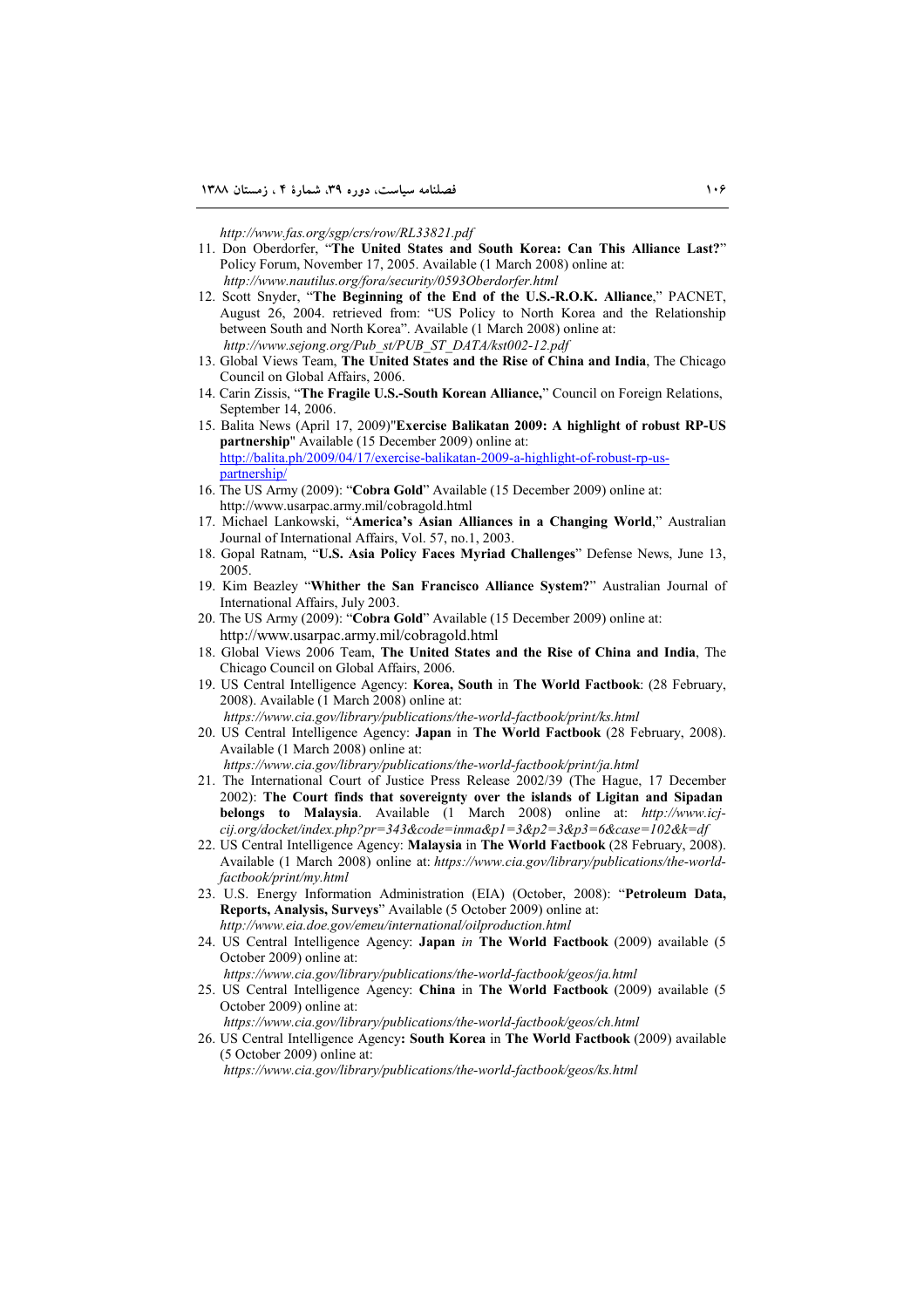*http://www.fas.org/sgp/crs/row/RL33821.pdf*

11. Don Oberdorfer, "**The United States and South Korea: Can This Alliance Last?**" Policy Forum, November 17, 2005. Available (1 March 2008) online at: *http://www.nautilus.org/fora/security/0593Oberdorfer.html*
12. Scott Snyder, "**The Beginning of the End of the U.S.-R.O.K. Alliance**," PACNET, August 26, 2004. retrieved from: "US Policy to North Korea and the Relationship between South and North Korea". Available (1 March 2008) online at: *http://www.sejong.org/Pub_st/PUB_ST_DATA/kst002-12.pdf*
13. Global Views Team, **The United States and the Rise of China and India**, The Chicago Council on Global Affairs, 2006.
14. Carin Zissis, "**The Fragile U.S.-South Korean Alliance,**" Council on Foreign Relations, September 14, 2006.
15. Balita News (April 17, 2009)"**Exercise Balikatan 2009: A highlight of robust RP-US partnership**" Available (15 December 2009) online at: http://balita.ph/2009/04/17/exercise-balikatan-2009-a-highlight-of-robust-rp-us-partnership/
16. The US Army (2009): "**Cobra Gold**" Available (15 December 2009) online at: http://www.usarpac.army.mil/cobragold.html
17. Michael Lankowski, "**America's Asian Alliances in a Changing World**," Australian Journal of International Affairs, Vol. 57, no.1, 2003.
18. Gopal Ratnam, "**U.S. Asia Policy Faces Myriad Challenges**" Defense News, June 13, 2005.
19. Kim Beazley "**Whither the San Francisco Alliance System?**" Australian Journal of International Affairs, July 2003.
20. The US Army (2009): "**Cobra Gold**" Available (15 December 2009) online at: http://www.usarpac.army.mil/cobragold.html
18. Global Views 2006 Team, **The United States and the Rise of China and India**, The Chicago Council on Global Affairs, 2006.
19. US Central Intelligence Agency: **Korea, South** in **The World Factbook**: (28 February, 2008). Available (1 March 2008) online at: *https://www.cia.gov/library/publications/the-world-factbook/print/ks.html*
20. US Central Intelligence Agency: **Japan** in **The World Factbook** (28 February, 2008). Available (1 March 2008) online at: *https://www.cia.gov/library/publications/the-world-factbook/print/ja.html*
21. The International Court of Justice Press Release 2002/39 (The Hague, 17 December 2002): **The Court finds that sovereignty over the islands of Ligitan and Sipadan belongs to Malaysia**. Available (1 March 2008) online at: *http://www.icj-cij.org/docket/index.php?pr=343&code=inma&p1=3&p2=3&p3=6&case=102&k=df*
22. US Central Intelligence Agency: **Malaysia** in **The World Factbook** (28 February, 2008). Available (1 March 2008) online at: *https://www.cia.gov/library/publications/the-world-factbook/print/my.html*
23. U.S. Energy Information Administration (EIA) (October, 2008): "**Petroleum Data, Reports, Analysis, Surveys**" Available (5 October 2009) online at: *http://www.eia.doe.gov/emeu/international/oilproduction.html*
24. US Central Intelligence Agency: **Japan** *in* **The World Factbook** (2009) available (5 October 2009) online at: *https://www.cia.gov/library/publications/the-world-factbook/geos/ja.html*
25. US Central Intelligence Agency: **China** in **The World Factbook** (2009) available (5 October 2009) online at: *https://www.cia.gov/library/publications/the-world-factbook/geos/ch.html*
26. US Central Intelligence Agency**:** **South Korea** in **The World Factbook** (2009) available (5 October 2009) online at: *https://www.cia.gov/library/publications/the-world-factbook/geos/ks.html*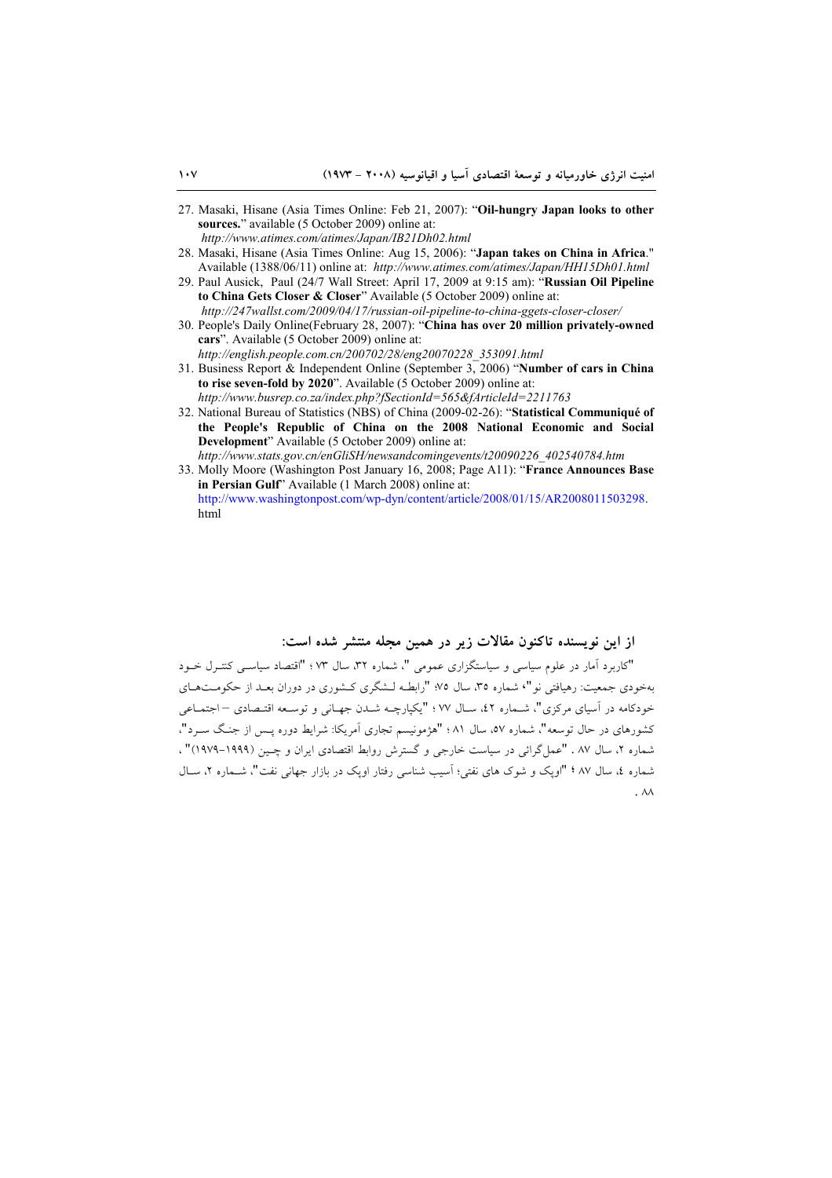27. Masaki, Hisane (Asia Times Online: Feb 21, 2007): "**Oil-hungry Japan looks to other sources.**" available (5 October 2009) online at: *http://www.atimes.com/atimes/Japan/IB21Dh02.html*
28. Masaki, Hisane (Asia Times Online: Aug 15, 2006): "**Japan takes on China in Africa**." Available (1388/06/11) online at: *http://www.atimes.com/atimes/Japan/HH15Dh01.html*
29. Paul Ausick, Paul (24/7 Wall Street: April 17, 2009 at 9:15 am): "**Russian Oil Pipeline to China Gets Closer & Closer**" Available (5 October 2009) online at: *http://247wallst.com/2009/04/17/russian-oil-pipeline-to-china-ggets-closer-closer/*
30. People's Daily Online(February 28, 2007): "**China has over 20 million privately-owned cars**". Available (5 October 2009) online at: *http://english.people.com.cn/200702/28/eng20070228_353091.html*
31. Business Report & Independent Online (September 3, 2006) "**Number of cars in China to rise seven-fold by 2020**". Available (5 October 2009) online at: *http://www.busrep.co.za/index.php?fSectionId=565&fArticleId=2211763*
32. National Bureau of Statistics (NBS) of China (2009-02-26): "**Statistical Communiqué of the People's Republic of China on the 2008 National Economic and Social Development**" Available (5 October 2009) online at: *http://www.stats.gov.cn/enGliSH/newsandcomingevents/t20090226_402540784.htm*
33. Molly Moore (Washington Post January 16, 2008; Page A11): "**France Announces Base in Persian Gulf**" Available (1 March 2008) online at: http://www.washingtonpost.com/wp-dyn/content/article/2008/01/15/AR2008011503298.html

### از این نویسنده تاکنون مقالات زیر در همین مجله منتشر شده است:

"کاربرد آمار در علوم سیاسی و سیاستگزاری عمومی "، شماره ۳۲، سال ۷۳ ؛ "اقتصاد سیاسی کنترل خود بخودی جمعیت: رهیافتی نو"، شماره ۳۵، سال ۷۵؛ "رابطه لشگری کشوری در دوران بعد از حکومت‌های خودکامه در آسیای مرکزی"، شماره ٤۲، سال ۷۷ ؛ "یکپارچه شدن جهانی و توسعه اقتصادی – اجتماعی کشورهای در حال توسعه"، شماره ۵۷، سال ۸۱ ؛ "هژمونیسم تجاری آمریکا: شرایط دوره پس از جنگ سرد"، شماره ۲، سال ۸۷ . "عمل‌گرائی در سیاست خارجی و گسترش روابط اقتصادی ایران و چین (۱۹۹۹-۱۹۷۹)" ، شماره ٤، سال ۸۷ ؛ "اوپک و شوک های نفتی؛ آسیب شناسی رفتار اوپک در بازار جهانی نفت"، شماره ۲، سال ۸۸ .